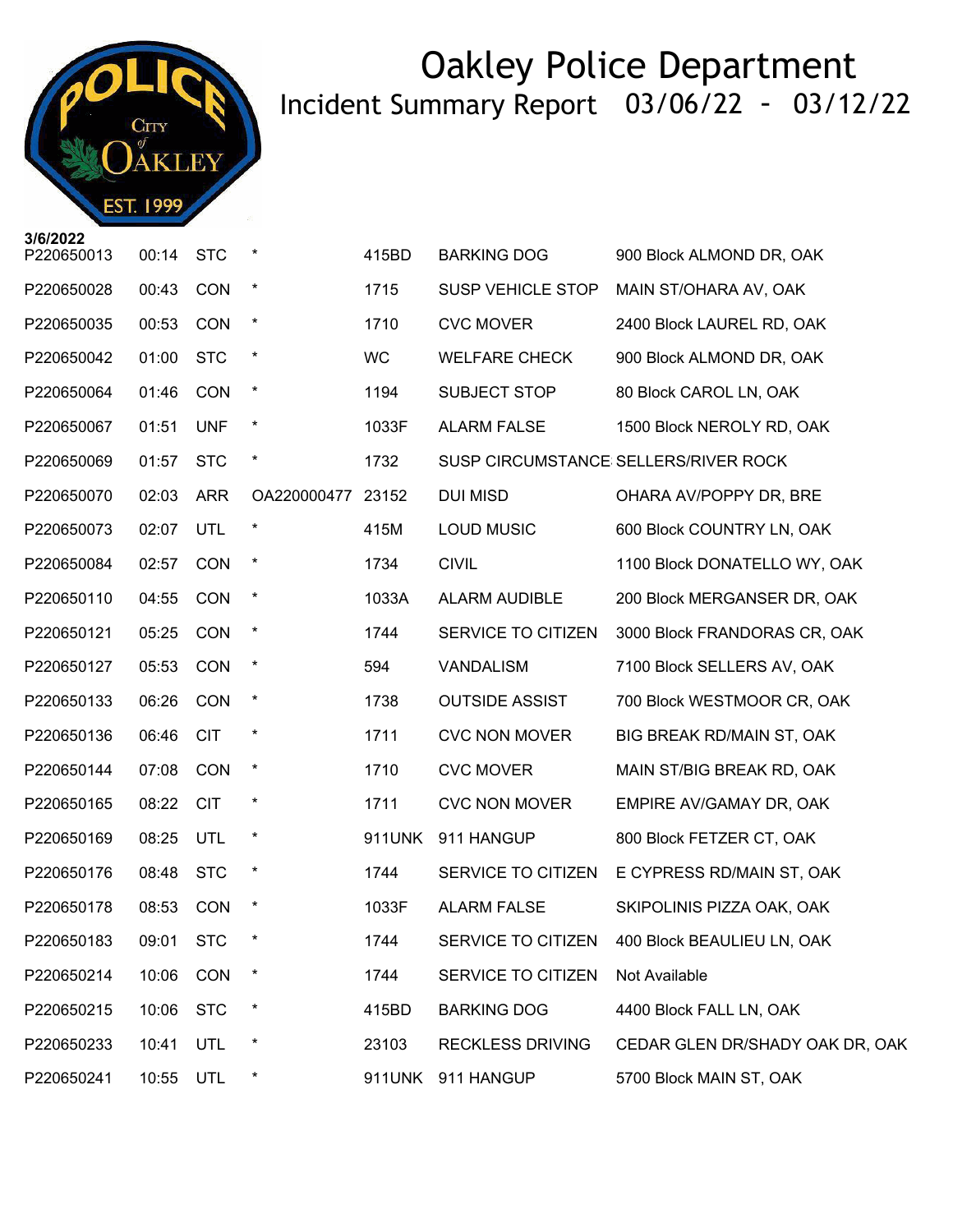# Oakley Police Department

## Incident Summary Report 03/06/22 - 03/12/22

**3/6/2022**

| | | | | | | |
|---|---|---|---|---|---|---|
| P220650013 | 00:14 | STC | * | 415BD | BARKING DOG | 900 Block ALMOND DR, OAK |
| P220650028 | 00:43 | CON | * | 1715 | SUSP VEHICLE STOP | MAIN ST/OHARA AV, OAK |
| P220650035 | 00:53 | CON | * | 1710 | CVC MOVER | 2400 Block LAUREL RD, OAK |
| P220650042 | 01:00 | STC | * | WC | WELFARE CHECK | 900 Block ALMOND DR, OAK |
| P220650064 | 01:46 | CON | * | 1194 | SUBJECT STOP | 80 Block CAROL LN, OAK |
| P220650067 | 01:51 | UNF | * | 1033F | ALARM FALSE | 1500 Block NEROLY RD, OAK |
| P220650069 | 01:57 | STC | * | 1732 | SUSP CIRCUMSTANCE | SELLERS/RIVER ROCK |
| P220650070 | 02:03 | ARR | OA220000477 | 23152 | DUI MISD | OHARA AV/POPPY DR, BRE |
| P220650073 | 02:07 | UTL | * | 415M | LOUD MUSIC | 600 Block COUNTRY LN, OAK |
| P220650084 | 02:57 | CON | * | 1734 | CIVIL | 1100 Block DONATELLO WY, OAK |
| P220650110 | 04:55 | CON | * | 1033A | ALARM AUDIBLE | 200 Block MERGANSER DR, OAK |
| P220650121 | 05:25 | CON | * | 1744 | SERVICE TO CITIZEN | 3000 Block FRANDORAS CR, OAK |
| P220650127 | 05:53 | CON | * | 594 | VANDALISM | 7100 Block SELLERS AV, OAK |
| P220650133 | 06:26 | CON | * | 1738 | OUTSIDE ASSIST | 700 Block WESTMOOR CR, OAK |
| P220650136 | 06:46 | CIT | * | 1711 | CVC NON MOVER | BIG BREAK RD/MAIN ST, OAK |
| P220650144 | 07:08 | CON | * | 1710 | CVC MOVER | MAIN ST/BIG BREAK RD, OAK |
| P220650165 | 08:22 | CIT | * | 1711 | CVC NON MOVER | EMPIRE AV/GAMAY DR, OAK |
| P220650169 | 08:25 | UTL | * | 911UNK | 911 HANGUP | 800 Block FETZER CT, OAK |
| P220650176 | 08:48 | STC | * | 1744 | SERVICE TO CITIZEN | E CYPRESS RD/MAIN ST, OAK |
| P220650178 | 08:53 | CON | * | 1033F | ALARM FALSE | SKIPOLINIS PIZZA OAK, OAK |
| P220650183 | 09:01 | STC | * | 1744 | SERVICE TO CITIZEN | 400 Block BEAULIEU LN, OAK |
| P220650214 | 10:06 | CON | * | 1744 | SERVICE TO CITIZEN | Not Available |
| P220650215 | 10:06 | STC | * | 415BD | BARKING DOG | 4400 Block FALL LN, OAK |
| P220650233 | 10:41 | UTL | * | 23103 | RECKLESS DRIVING | CEDAR GLEN DR/SHADY OAK DR, OAK |
| P220650241 | 10:55 | UTL | * | 911UNK | 911 HANGUP | 5700 Block MAIN ST, OAK |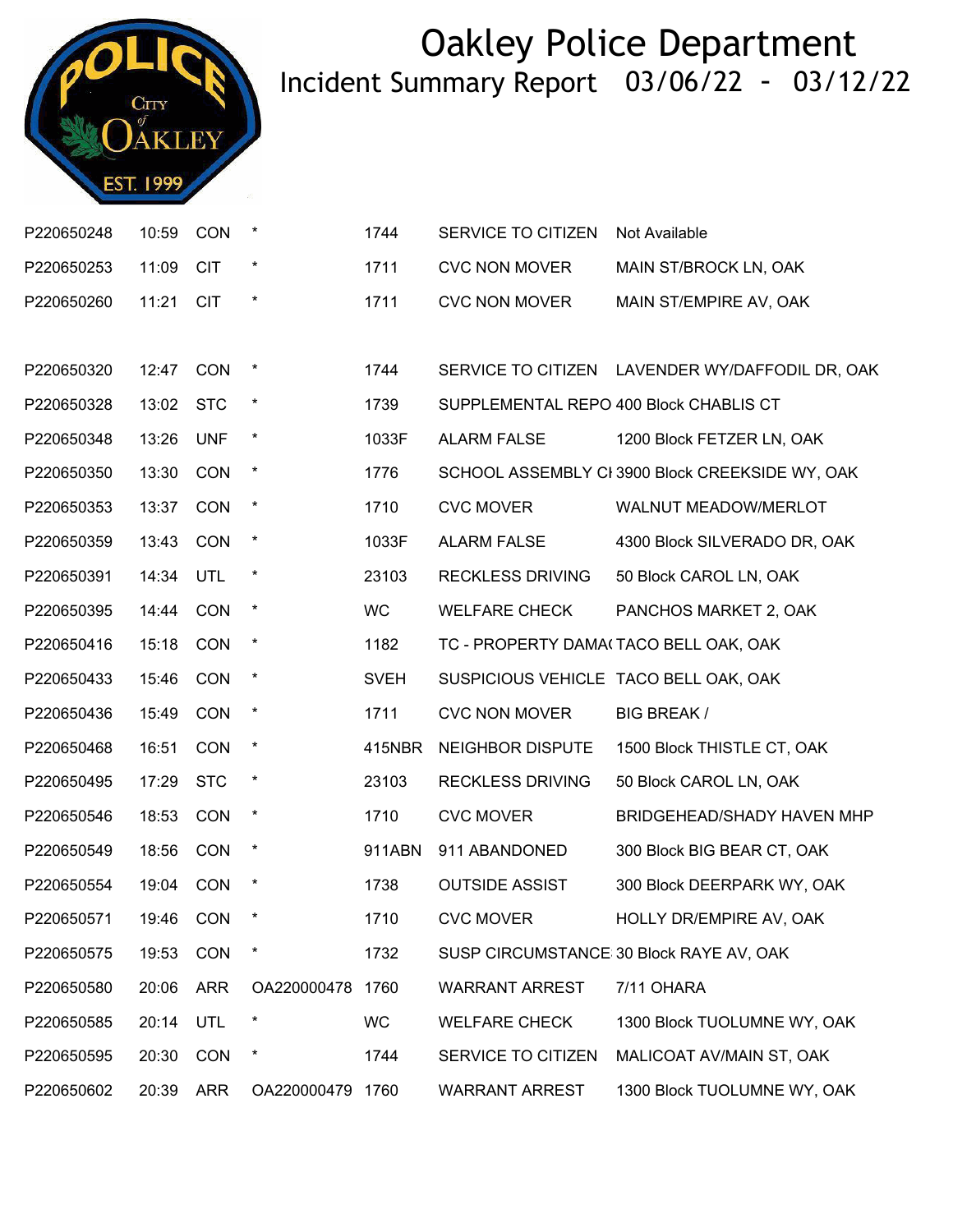# Oakley Police Department

## Incident Summary Report 03/06/22 - 03/12/22

| | | | | | | |
|---|---|---|---|---|---|---|
| P220650248 | 10:59 | CON | * | 1744 | SERVICE TO CITIZEN | Not Available |
| P220650253 | 11:09 | CIT | * | 1711 | CVC NON MOVER | MAIN ST/BROCK LN, OAK |
| P220650260 | 11:21 | CIT | * | 1711 | CVC NON MOVER | MAIN ST/EMPIRE AV, OAK |
| P220650320 | 12:47 | CON | * | 1744 | SERVICE TO CITIZEN | LAVENDER WY/DAFFODIL DR, OAK |
| P220650328 | 13:02 | STC | * | 1739 | SUPPLEMENTAL REPO | 400 Block CHABLIS CT |
| P220650348 | 13:26 | UNF | * | 1033F | ALARM FALSE | 1200 Block FETZER LN, OAK |
| P220650350 | 13:30 | CON | * | 1776 | SCHOOL ASSEMBLY CI | 3900 Block CREEKSIDE WY, OAK |
| P220650353 | 13:37 | CON | * | 1710 | CVC MOVER | WALNUT MEADOW/MERLOT |
| P220650359 | 13:43 | CON | * | 1033F | ALARM FALSE | 4300 Block SILVERADO DR, OAK |
| P220650391 | 14:34 | UTL | * | 23103 | RECKLESS DRIVING | 50 Block CAROL LN, OAK |
| P220650395 | 14:44 | CON | * | WC | WELFARE CHECK | PANCHOS MARKET 2, OAK |
| P220650416 | 15:18 | CON | * | 1182 | TC - PROPERTY DAMA( | TACO BELL OAK, OAK |
| P220650433 | 15:46 | CON | * | SVEH | SUSPICIOUS VEHICLE | TACO BELL OAK, OAK |
| P220650436 | 15:49 | CON | * | 1711 | CVC NON MOVER | BIG BREAK / |
| P220650468 | 16:51 | CON | * | 415NBR | NEIGHBOR DISPUTE | 1500 Block THISTLE CT, OAK |
| P220650495 | 17:29 | STC | * | 23103 | RECKLESS DRIVING | 50 Block CAROL LN, OAK |
| P220650546 | 18:53 | CON | * | 1710 | CVC MOVER | BRIDGEHEAD/SHADY HAVEN MHP |
| P220650549 | 18:56 | CON | * | 911ABN | 911 ABANDONED | 300 Block BIG BEAR CT, OAK |
| P220650554 | 19:04 | CON | * | 1738 | OUTSIDE ASSIST | 300 Block DEERPARK WY, OAK |
| P220650571 | 19:46 | CON | * | 1710 | CVC MOVER | HOLLY DR/EMPIRE AV, OAK |
| P220650575 | 19:53 | CON | * | 1732 | SUSP CIRCUMSTANCE | 30 Block RAYE AV, OAK |
| P220650580 | 20:06 | ARR | OA220000478 | 1760 | WARRANT ARREST | 7/11 OHARA |
| P220650585 | 20:14 | UTL | * | WC | WELFARE CHECK | 1300 Block TUOLUMNE WY, OAK |
| P220650595 | 20:30 | CON | * | 1744 | SERVICE TO CITIZEN | MALICOAT AV/MAIN ST, OAK |
| P220650602 | 20:39 | ARR | OA220000479 | 1760 | WARRANT ARREST | 1300 Block TUOLUMNE WY, OAK |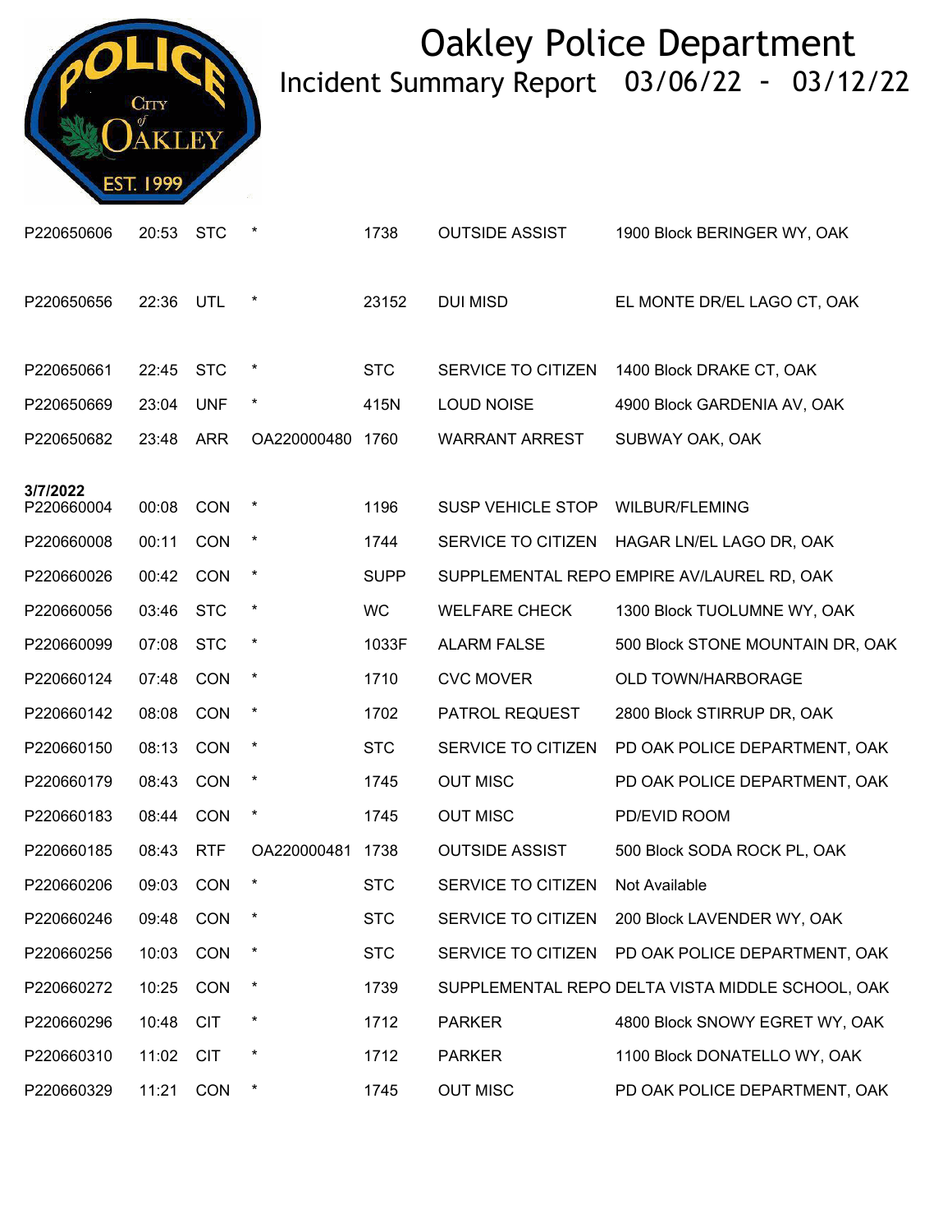# Oakley Police Department

## Incident Summary Report 03/06/22 - 03/12/22

| | | | | | | |
|---|---|---|---|---|---|---|
| P220650606 | 20:53 | STC | * | 1738 | OUTSIDE ASSIST | 1900 Block BERINGER WY, OAK |
| P220650656 | 22:36 | UTL | * | 23152 | DUI MISD | EL MONTE DR/EL LAGO CT, OAK |
| P220650661 | 22:45 | STC | * | STC | SERVICE TO CITIZEN | 1400 Block DRAKE CT, OAK |
| P220650669 | 23:04 | UNF | * | 415N | LOUD NOISE | 4900 Block GARDENIA AV, OAK |
| P220650682 | 23:48 | ARR | OA220000480 | 1760 | WARRANT ARREST | SUBWAY OAK, OAK |
| **3/7/2022** | | | | | | |
| P220660004 | 00:08 | CON | * | 1196 | SUSP VEHICLE STOP | WILBUR/FLEMING |
| P220660008 | 00:11 | CON | * | 1744 | SERVICE TO CITIZEN | HAGAR LN/EL LAGO DR, OAK |
| P220660026 | 00:42 | CON | * | SUPP | SUPPLEMENTAL REPO | EMPIRE AV/LAUREL RD, OAK |
| P220660056 | 03:46 | STC | * | WC | WELFARE CHECK | 1300 Block TUOLUMNE WY, OAK |
| P220660099 | 07:08 | STC | * | 1033F | ALARM FALSE | 500 Block STONE MOUNTAIN DR, OAK |
| P220660124 | 07:48 | CON | * | 1710 | CVC MOVER | OLD TOWN/HARBORAGE |
| P220660142 | 08:08 | CON | * | 1702 | PATROL REQUEST | 2800 Block STIRRUP DR, OAK |
| P220660150 | 08:13 | CON | * | STC | SERVICE TO CITIZEN | PD OAK POLICE DEPARTMENT, OAK |
| P220660179 | 08:43 | CON | * | 1745 | OUT MISC | PD OAK POLICE DEPARTMENT, OAK |
| P220660183 | 08:44 | CON | * | 1745 | OUT MISC | PD/EVID ROOM |
| P220660185 | 08:43 | RTF | OA220000481 | 1738 | OUTSIDE ASSIST | 500 Block SODA ROCK PL, OAK |
| P220660206 | 09:03 | CON | * | STC | SERVICE TO CITIZEN | Not Available |
| P220660246 | 09:48 | CON | * | STC | SERVICE TO CITIZEN | 200 Block LAVENDER WY, OAK |
| P220660256 | 10:03 | CON | * | STC | SERVICE TO CITIZEN | PD OAK POLICE DEPARTMENT, OAK |
| P220660272 | 10:25 | CON | * | 1739 | SUPPLEMENTAL REPO | DELTA VISTA MIDDLE SCHOOL, OAK |
| P220660296 | 10:48 | CIT | * | 1712 | PARKER | 4800 Block SNOWY EGRET WY, OAK |
| P220660310 | 11:02 | CIT | * | 1712 | PARKER | 1100 Block DONATELLO WY, OAK |
| P220660329 | 11:21 | CON | * | 1745 | OUT MISC | PD OAK POLICE DEPARTMENT, OAK |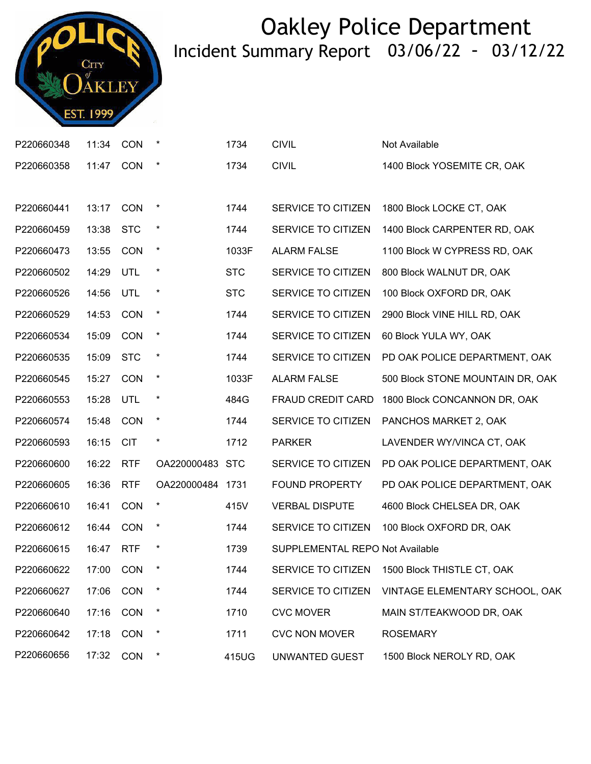# Oakley Police Department

## Incident Summary Report 03/06/22 - 03/12/22

| | | | | | | |
|---|---|---|---|---|---|---|
| P220660348 | 11:34 | CON | * | 1734 | CIVIL | Not Available |
| P220660358 | 11:47 | CON | * | 1734 | CIVIL | 1400 Block YOSEMITE CR, OAK |
| P220660441 | 13:17 | CON | * | 1744 | SERVICE TO CITIZEN | 1800 Block LOCKE CT, OAK |
| P220660459 | 13:38 | STC | * | 1744 | SERVICE TO CITIZEN | 1400 Block CARPENTER RD, OAK |
| P220660473 | 13:55 | CON | * | 1033F | ALARM FALSE | 1100 Block W CYPRESS RD, OAK |
| P220660502 | 14:29 | UTL | * | STC | SERVICE TO CITIZEN | 800 Block WALNUT DR, OAK |
| P220660526 | 14:56 | UTL | * | STC | SERVICE TO CITIZEN | 100 Block OXFORD DR, OAK |
| P220660529 | 14:53 | CON | * | 1744 | SERVICE TO CITIZEN | 2900 Block VINE HILL RD, OAK |
| P220660534 | 15:09 | CON | * | 1744 | SERVICE TO CITIZEN | 60 Block YULA WY, OAK |
| P220660535 | 15:09 | STC | * | 1744 | SERVICE TO CITIZEN | PD OAK POLICE DEPARTMENT, OAK |
| P220660545 | 15:27 | CON | * | 1033F | ALARM FALSE | 500 Block STONE MOUNTAIN DR, OAK |
| P220660553 | 15:28 | UTL | * | 484G | FRAUD CREDIT CARD | 1800 Block CONCANNON DR, OAK |
| P220660574 | 15:48 | CON | * | 1744 | SERVICE TO CITIZEN | PANCHOS MARKET 2, OAK |
| P220660593 | 16:15 | CIT | * | 1712 | PARKER | LAVENDER WY/VINCA CT, OAK |
| P220660600 | 16:22 | RTF | OA220000483 | STC | SERVICE TO CITIZEN | PD OAK POLICE DEPARTMENT, OAK |
| P220660605 | 16:36 | RTF | OA220000484 | 1731 | FOUND PROPERTY | PD OAK POLICE DEPARTMENT, OAK |
| P220660610 | 16:41 | CON | * | 415V | VERBAL DISPUTE | 4600 Block CHELSEA DR, OAK |
| P220660612 | 16:44 | CON | * | 1744 | SERVICE TO CITIZEN | 100 Block OXFORD DR, OAK |
| P220660615 | 16:47 | RTF | * | 1739 | SUPPLEMENTAL REPO | Not Available |
| P220660622 | 17:00 | CON | * | 1744 | SERVICE TO CITIZEN | 1500 Block THISTLE CT, OAK |
| P220660627 | 17:06 | CON | * | 1744 | SERVICE TO CITIZEN | VINTAGE ELEMENTARY SCHOOL, OAK |
| P220660640 | 17:16 | CON | * | 1710 | CVC MOVER | MAIN ST/TEAKWOOD DR, OAK |
| P220660642 | 17:18 | CON | * | 1711 | CVC NON MOVER | ROSEMARY |
| P220660656 | 17:32 | CON | * | 415UG | UNWANTED GUEST | 1500 Block NEROLY RD, OAK |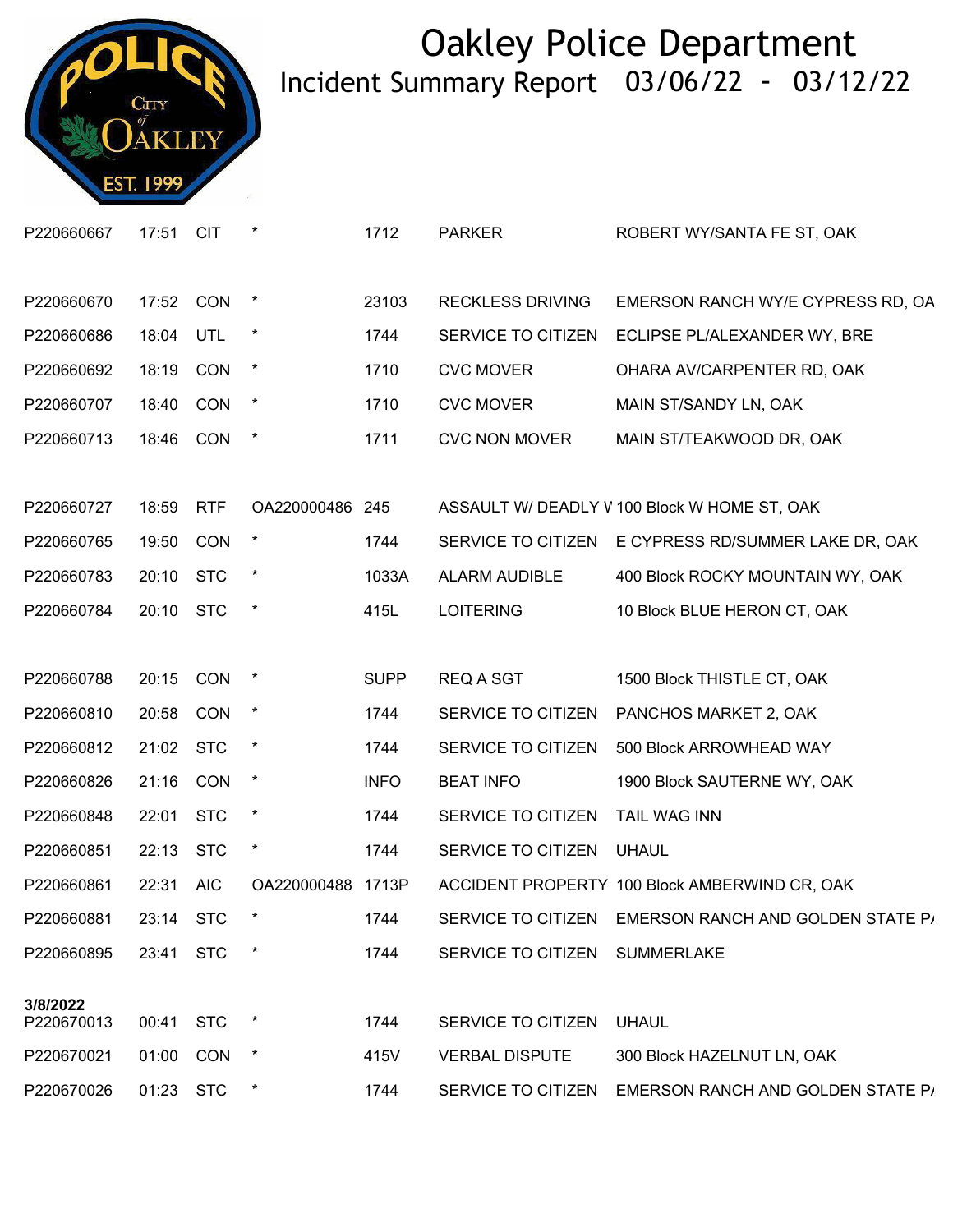# Oakley Police Department

## Incident Summary Report 03/06/22 - 03/12/22

| | | | | | | |
|---|---|---|---|---|---|---|
| P220660667 | 17:51 | CIT | * | 1712 | PARKER | ROBERT WY/SANTA FE ST, OAK |
| P220660670 | 17:52 | CON | * | 23103 | RECKLESS DRIVING | EMERSON RANCH WY/E CYPRESS RD, OA |
| P220660686 | 18:04 | UTL | * | 1744 | SERVICE TO CITIZEN | ECLIPSE PL/ALEXANDER WY, BRE |
| P220660692 | 18:19 | CON | * | 1710 | CVC MOVER | OHARA AV/CARPENTER RD, OAK |
| P220660707 | 18:40 | CON | * | 1710 | CVC MOVER | MAIN ST/SANDY LN, OAK |
| P220660713 | 18:46 | CON | * | 1711 | CVC NON MOVER | MAIN ST/TEAKWOOD DR, OAK |
| P220660727 | 18:59 | RTF | OA220000486 | 245 | ASSAULT W/ DEADLY V | 100 Block W HOME ST, OAK |
| P220660765 | 19:50 | CON | * | 1744 | SERVICE TO CITIZEN | E CYPRESS RD/SUMMER LAKE DR, OAK |
| P220660783 | 20:10 | STC | * | 1033A | ALARM AUDIBLE | 400 Block ROCKY MOUNTAIN WY, OAK |
| P220660784 | 20:10 | STC | * | 415L | LOITERING | 10 Block BLUE HERON CT, OAK |
| P220660788 | 20:15 | CON | * | SUPP | REQ A SGT | 1500 Block THISTLE CT, OAK |
| P220660810 | 20:58 | CON | * | 1744 | SERVICE TO CITIZEN | PANCHOS MARKET 2, OAK |
| P220660812 | 21:02 | STC | * | 1744 | SERVICE TO CITIZEN | 500 Block ARROWHEAD WAY |
| P220660826 | 21:16 | CON | * | INFO | BEAT INFO | 1900 Block SAUTERNE WY, OAK |
| P220660848 | 22:01 | STC | * | 1744 | SERVICE TO CITIZEN | TAIL WAG INN |
| P220660851 | 22:13 | STC | * | 1744 | SERVICE TO CITIZEN | UHAUL |
| P220660861 | 22:31 | AIC | OA220000488 | 1713P | ACCIDENT PROPERTY | 100 Block AMBERWIND CR, OAK |
| P220660881 | 23:14 | STC | * | 1744 | SERVICE TO CITIZEN | EMERSON RANCH AND GOLDEN STATE P/ |
| P220660895 | 23:41 | STC | * | 1744 | SERVICE TO CITIZEN | SUMMERLAKE |
| **3/8/2022** | | | | | | |
| P220670013 | 00:41 | STC | * | 1744 | SERVICE TO CITIZEN | UHAUL |
| P220670021 | 01:00 | CON | * | 415V | VERBAL DISPUTE | 300 Block HAZELNUT LN, OAK |
| P220670026 | 01:23 | STC | * | 1744 | SERVICE TO CITIZEN | EMERSON RANCH AND GOLDEN STATE P/ |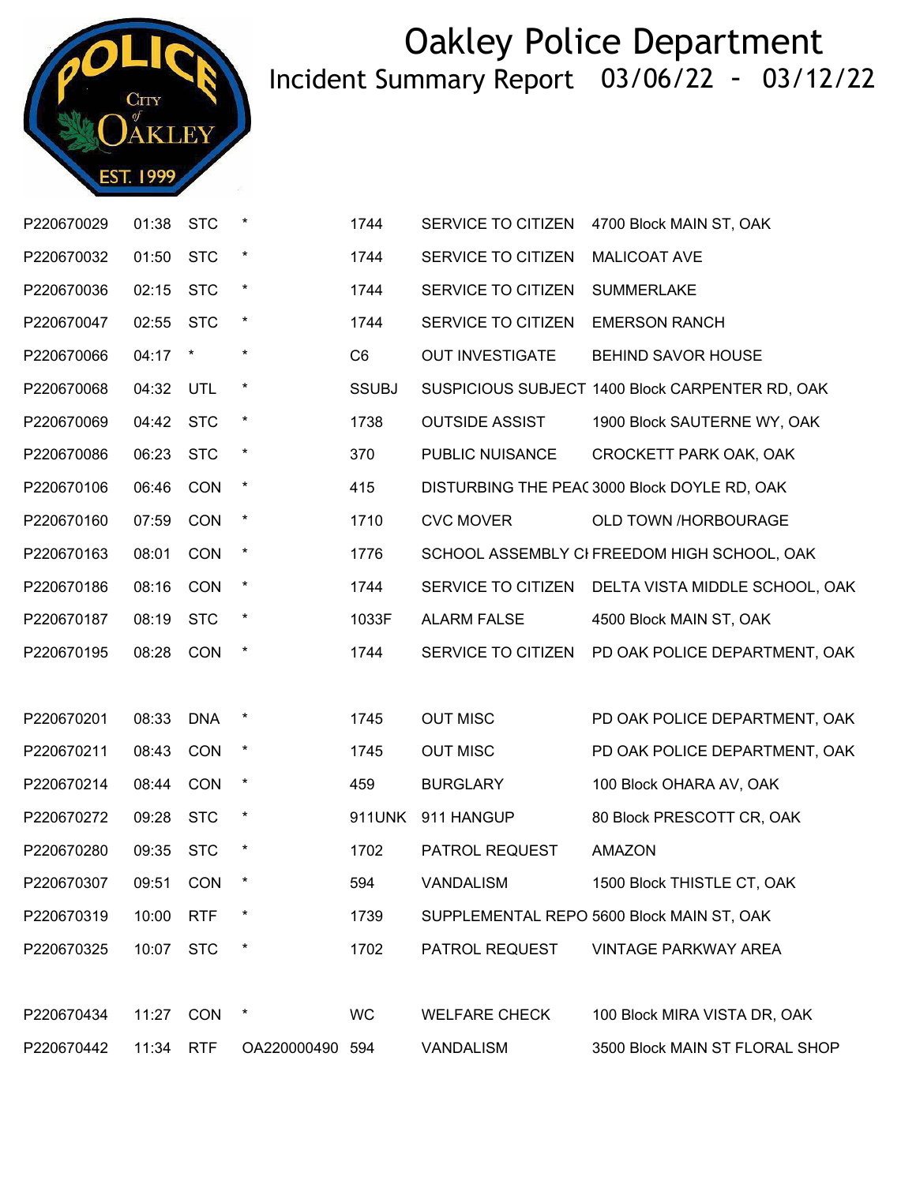# Oakley Police Department

## Incident Summary Report 03/06/22 - 03/12/22

| | | | | | | |
|---|---|---|---|---|---|---|
| P220670029 | 01:38 | STC | * | 1744 | SERVICE TO CITIZEN | 4700 Block MAIN ST, OAK |
| P220670032 | 01:50 | STC | * | 1744 | SERVICE TO CITIZEN | MALICOAT AVE |
| P220670036 | 02:15 | STC | * | 1744 | SERVICE TO CITIZEN | SUMMERLAKE |
| P220670047 | 02:55 | STC | * | 1744 | SERVICE TO CITIZEN | EMERSON RANCH |
| P220670066 | 04:17 | * | * | C6 | OUT INVESTIGATE | BEHIND SAVOR HOUSE |
| P220670068 | 04:32 | UTL | * | SSUBJ | SUSPICIOUS SUBJECT | 1400 Block CARPENTER RD, OAK |
| P220670069 | 04:42 | STC | * | 1738 | OUTSIDE ASSIST | 1900 Block SAUTERNE WY, OAK |
| P220670086 | 06:23 | STC | * | 370 | PUBLIC NUISANCE | CROCKETT PARK OAK, OAK |
| P220670106 | 06:46 | CON | * | 415 | DISTURBING THE PEAC | 3000 Block DOYLE RD, OAK |
| P220670160 | 07:59 | CON | * | 1710 | CVC MOVER | OLD TOWN /HORBOURAGE |
| P220670163 | 08:01 | CON | * | 1776 | SCHOOL ASSEMBLY CI | FREEDOM HIGH SCHOOL, OAK |
| P220670186 | 08:16 | CON | * | 1744 | SERVICE TO CITIZEN | DELTA VISTA MIDDLE SCHOOL, OAK |
| P220670187 | 08:19 | STC | * | 1033F | ALARM FALSE | 4500 Block MAIN ST, OAK |
| P220670195 | 08:28 | CON | * | 1744 | SERVICE TO CITIZEN | PD OAK POLICE DEPARTMENT, OAK |
| P220670201 | 08:33 | DNA | * | 1745 | OUT MISC | PD OAK POLICE DEPARTMENT, OAK |
| P220670211 | 08:43 | CON | * | 1745 | OUT MISC | PD OAK POLICE DEPARTMENT, OAK |
| P220670214 | 08:44 | CON | * | 459 | BURGLARY | 100 Block OHARA AV, OAK |
| P220670272 | 09:28 | STC | * | 911UNK | 911 HANGUP | 80 Block PRESCOTT CR, OAK |
| P220670280 | 09:35 | STC | * | 1702 | PATROL REQUEST | AMAZON |
| P220670307 | 09:51 | CON | * | 594 | VANDALISM | 1500 Block THISTLE CT, OAK |
| P220670319 | 10:00 | RTF | * | 1739 | SUPPLEMENTAL REPO | 5600 Block MAIN ST, OAK |
| P220670325 | 10:07 | STC | * | 1702 | PATROL REQUEST | VINTAGE PARKWAY AREA |
| P220670434 | 11:27 | CON | * | WC | WELFARE CHECK | 100 Block MIRA VISTA DR, OAK |
| P220670442 | 11:34 | RTF | OA220000490 | 594 | VANDALISM | 3500 Block MAIN ST FLORAL SHOP |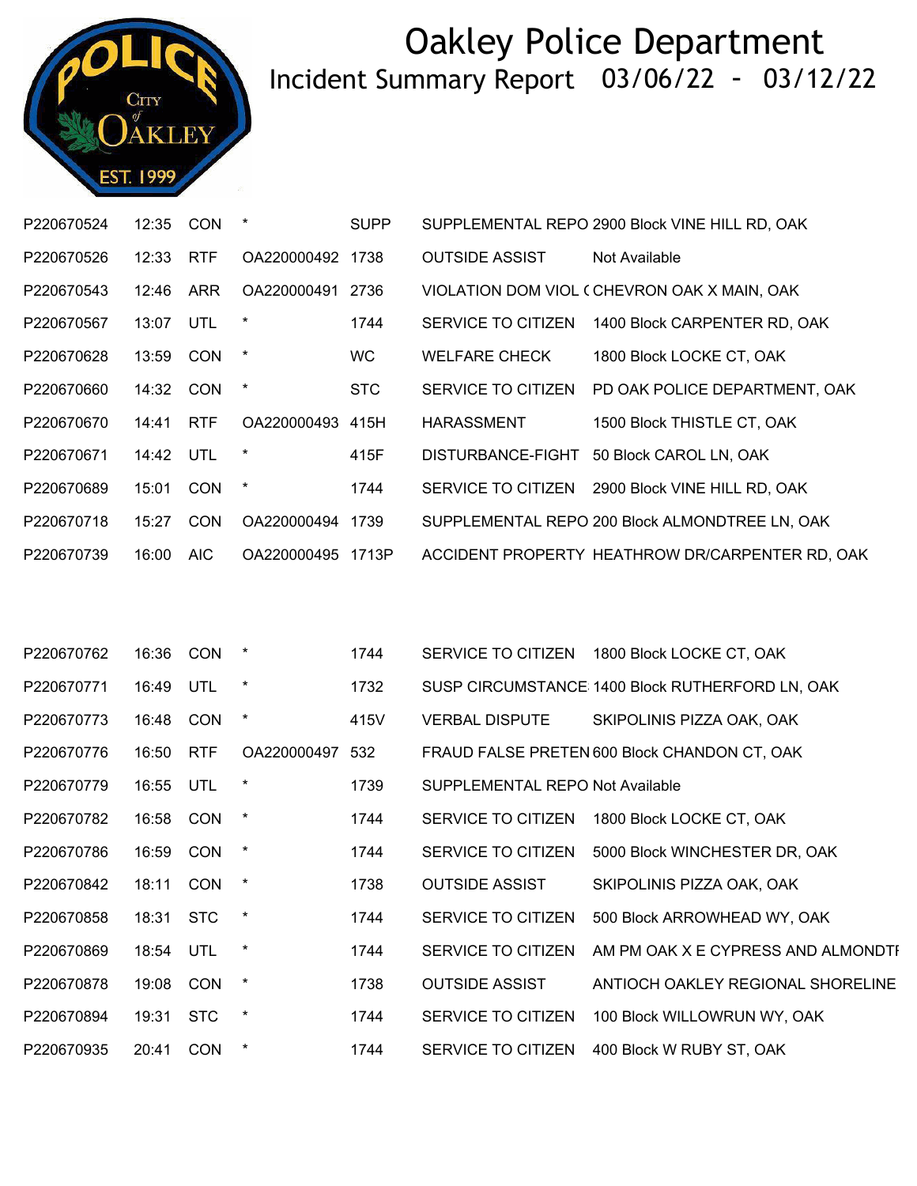# Oakley Police Department

## Incident Summary Report 03/06/22 - 03/12/22

| | | | | | | |
|---|---|---|---|---|---|---|
| P220670524 | 12:35 | CON | * | SUPP | SUPPLEMENTAL REPO | 2900 Block VINE HILL RD, OAK |
| P220670526 | 12:33 | RTF | OA220000492 | 1738 | OUTSIDE ASSIST | Not Available |
| P220670543 | 12:46 | ARR | OA220000491 | 2736 | VIOLATION DOM VIOL ( | CHEVRON OAK X MAIN, OAK |
| P220670567 | 13:07 | UTL | * | 1744 | SERVICE TO CITIZEN | 1400 Block CARPENTER RD, OAK |
| P220670628 | 13:59 | CON | * | WC | WELFARE CHECK | 1800 Block LOCKE CT, OAK |
| P220670660 | 14:32 | CON | * | STC | SERVICE TO CITIZEN | PD OAK POLICE DEPARTMENT, OAK |
| P220670670 | 14:41 | RTF | OA220000493 | 415H | HARASSMENT | 1500 Block THISTLE CT, OAK |
| P220670671 | 14:42 | UTL | * | 415F | DISTURBANCE-FIGHT | 50 Block CAROL LN, OAK |
| P220670689 | 15:01 | CON | * | 1744 | SERVICE TO CITIZEN | 2900 Block VINE HILL RD, OAK |
| P220670718 | 15:27 | CON | OA220000494 | 1739 | SUPPLEMENTAL REPO | 200 Block ALMONDTREE LN, OAK |
| P220670739 | 16:00 | AIC | OA220000495 | 1713P | ACCIDENT PROPERTY | HEATHROW DR/CARPENTER RD, OAK |
| P220670762 | 16:36 | CON | * | 1744 | SERVICE TO CITIZEN | 1800 Block LOCKE CT, OAK |
| P220670771 | 16:49 | UTL | * | 1732 | SUSP CIRCUMSTANCE | 1400 Block RUTHERFORD LN, OAK |
| P220670773 | 16:48 | CON | * | 415V | VERBAL DISPUTE | SKIPOLINIS PIZZA OAK, OAK |
| P220670776 | 16:50 | RTF | OA220000497 | 532 | FRAUD FALSE PRETEN | 600 Block CHANDON CT, OAK |
| P220670779 | 16:55 | UTL | * | 1739 | SUPPLEMENTAL REPO | Not Available |
| P220670782 | 16:58 | CON | * | 1744 | SERVICE TO CITIZEN | 1800 Block LOCKE CT, OAK |
| P220670786 | 16:59 | CON | * | 1744 | SERVICE TO CITIZEN | 5000 Block WINCHESTER DR, OAK |
| P220670842 | 18:11 | CON | * | 1738 | OUTSIDE ASSIST | SKIPOLINIS PIZZA OAK, OAK |
| P220670858 | 18:31 | STC | * | 1744 | SERVICE TO CITIZEN | 500 Block ARROWHEAD WY, OAK |
| P220670869 | 18:54 | UTL | * | 1744 | SERVICE TO CITIZEN | AM PM OAK X E CYPRESS AND ALMONDTI |
| P220670878 | 19:08 | CON | * | 1738 | OUTSIDE ASSIST | ANTIOCH OAKLEY REGIONAL SHORELINE |
| P220670894 | 19:31 | STC | * | 1744 | SERVICE TO CITIZEN | 100 Block WILLOWRUN WY, OAK |
| P220670935 | 20:41 | CON | * | 1744 | SERVICE TO CITIZEN | 400 Block W RUBY ST, OAK |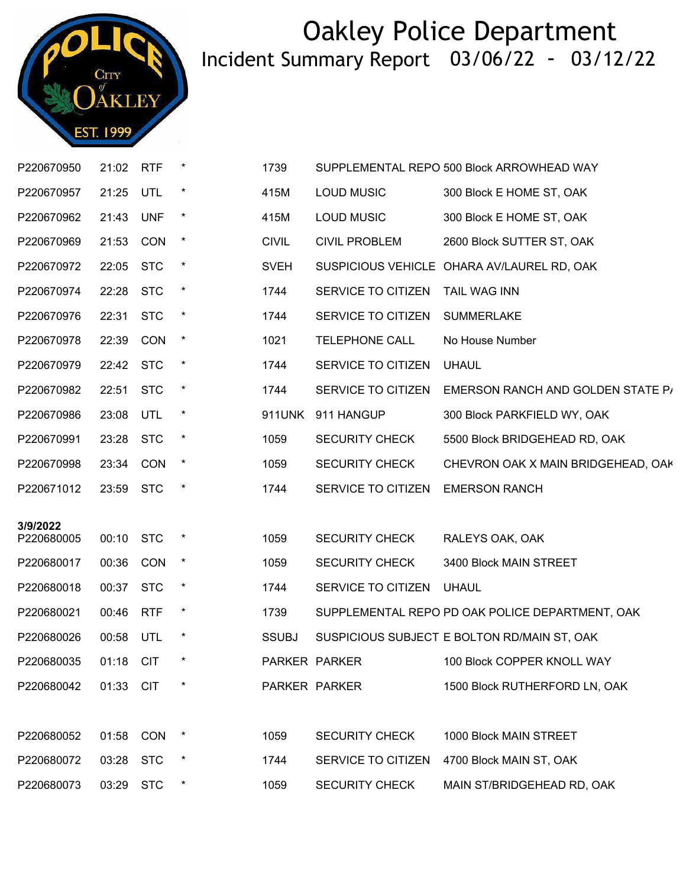# Oakley Police Department

## Incident Summary Report 03/06/22 - 03/12/22

| | | | | | | |
|---|---|---|---|---|---|---|
| P220670950 | 21:02 | RTF | * | 1739 | SUPPLEMENTAL REPO | 500 Block ARROWHEAD WAY |
| P220670957 | 21:25 | UTL | * | 415M | LOUD MUSIC | 300 Block E HOME ST, OAK |
| P220670962 | 21:43 | UNF | * | 415M | LOUD MUSIC | 300 Block E HOME ST, OAK |
| P220670969 | 21:53 | CON | * | CIVIL | CIVIL PROBLEM | 2600 Block SUTTER ST, OAK |
| P220670972 | 22:05 | STC | * | SVEH | SUSPICIOUS VEHICLE | OHARA AV/LAUREL RD, OAK |
| P220670974 | 22:28 | STC | * | 1744 | SERVICE TO CITIZEN | TAIL WAG INN |
| P220670976 | 22:31 | STC | * | 1744 | SERVICE TO CITIZEN | SUMMERLAKE |
| P220670978 | 22:39 | CON | * | 1021 | TELEPHONE CALL | No House Number |
| P220670979 | 22:42 | STC | * | 1744 | SERVICE TO CITIZEN | UHAUL |
| P220670982 | 22:51 | STC | * | 1744 | SERVICE TO CITIZEN | EMERSON RANCH AND GOLDEN STATE P/ |
| P220670986 | 23:08 | UTL | * | 911UNK | 911 HANGUP | 300 Block PARKFIELD WY, OAK |
| P220670991 | 23:28 | STC | * | 1059 | SECURITY CHECK | 5500 Block BRIDGEHEAD RD, OAK |
| P220670998 | 23:34 | CON | * | 1059 | SECURITY CHECK | CHEVRON OAK X MAIN BRIDGEHEAD, OAK |
| P220671012 | 23:59 | STC | * | 1744 | SERVICE TO CITIZEN | EMERSON RANCH |
| **3/9/2022** | | | | | | |
| P220680005 | 00:10 | STC | * | 1059 | SECURITY CHECK | RALEYS OAK, OAK |
| P220680017 | 00:36 | CON | * | 1059 | SECURITY CHECK | 3400 Block MAIN STREET |
| P220680018 | 00:37 | STC | * | 1744 | SERVICE TO CITIZEN | UHAUL |
| P220680021 | 00:46 | RTF | * | 1739 | SUPPLEMENTAL REPO | PD OAK POLICE DEPARTMENT, OAK |
| P220680026 | 00:58 | UTL | * | SSUBJ | SUSPICIOUS SUBJECT | E BOLTON RD/MAIN ST, OAK |
| P220680035 | 01:18 | CIT | * | PARKER | PARKER | 100 Block COPPER KNOLL WAY |
| P220680042 | 01:33 | CIT | * | PARKER | PARKER | 1500 Block RUTHERFORD LN, OAK |
| P220680052 | 01:58 | CON | * | 1059 | SECURITY CHECK | 1000 Block MAIN STREET |
| P220680072 | 03:28 | STC | * | 1744 | SERVICE TO CITIZEN | 4700 Block MAIN ST, OAK |
| P220680073 | 03:29 | STC | * | 1059 | SECURITY CHECK | MAIN ST/BRIDGEHEAD RD, OAK |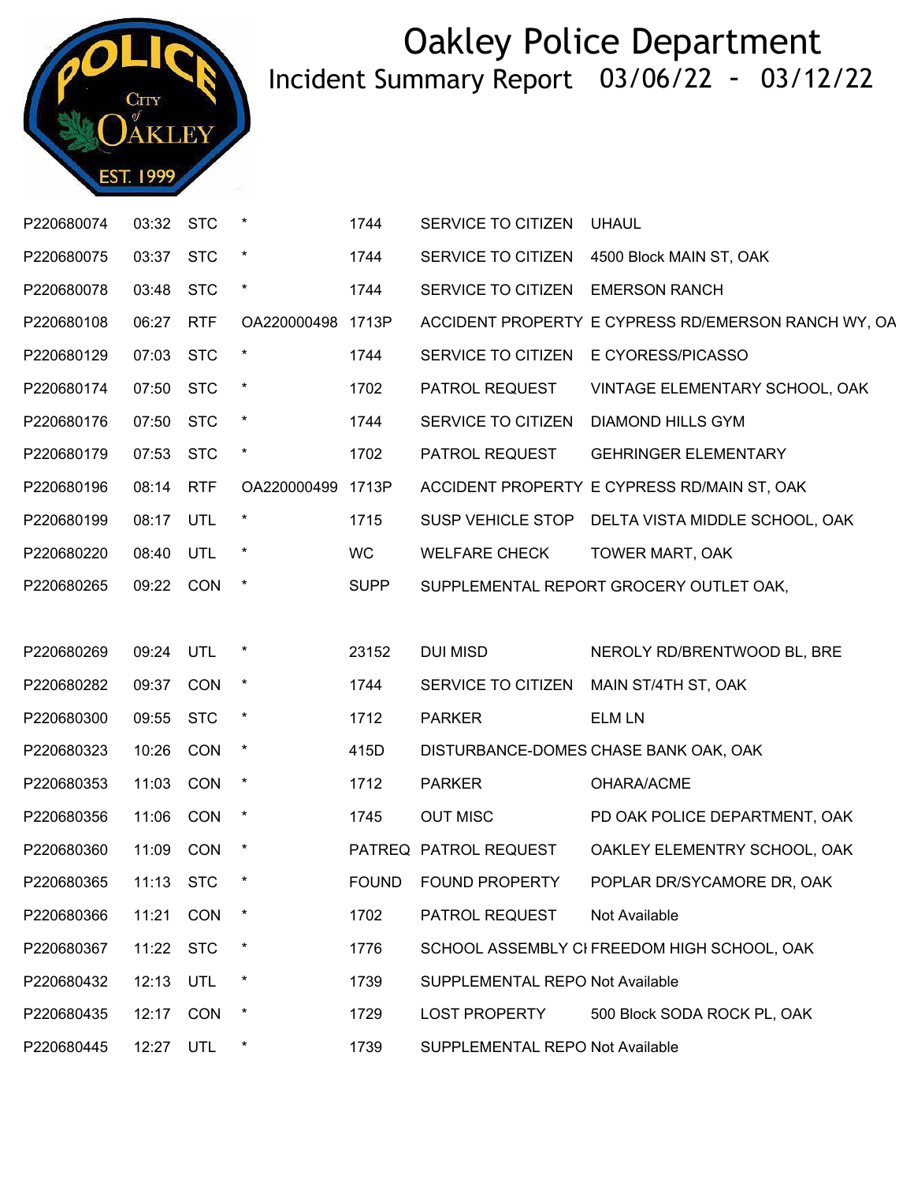# Oakley Police Department

## Incident Summary Report 03/06/22 - 03/12/22

| | | | | | | |
|---|---|---|---|---|---|---|
| P220680074 | 03:32 | STC | * | 1744 | SERVICE TO CITIZEN | UHAUL |
| P220680075 | 03:37 | STC | * | 1744 | SERVICE TO CITIZEN | 4500 Block MAIN ST, OAK |
| P220680078 | 03:48 | STC | * | 1744 | SERVICE TO CITIZEN | EMERSON RANCH |
| P220680108 | 06:27 | RTF | OA220000498 | 1713P | ACCIDENT PROPERTY | E CYPRESS RD/EMERSON RANCH WY, OA |
| P220680129 | 07:03 | STC | * | 1744 | SERVICE TO CITIZEN | E CYORESS/PICASSO |
| P220680174 | 07:50 | STC | * | 1702 | PATROL REQUEST | VINTAGE ELEMENTARY SCHOOL, OAK |
| P220680176 | 07:50 | STC | * | 1744 | SERVICE TO CITIZEN | DIAMOND HILLS GYM |
| P220680179 | 07:53 | STC | * | 1702 | PATROL REQUEST | GEHRINGER ELEMENTARY |
| P220680196 | 08:14 | RTF | OA220000499 | 1713P | ACCIDENT PROPERTY | E CYPRESS RD/MAIN ST, OAK |
| P220680199 | 08:17 | UTL | * | 1715 | SUSP VEHICLE STOP | DELTA VISTA MIDDLE SCHOOL, OAK |
| P220680220 | 08:40 | UTL | * | WC | WELFARE CHECK | TOWER MART, OAK |
| P220680265 | 09:22 | CON | * | SUPP | SUPPLEMENTAL REPORT | GROCERY OUTLET OAK, |
| P220680269 | 09:24 | UTL | * | 23152 | DUI MISD | NEROLY RD/BRENTWOOD BL, BRE |
| P220680282 | 09:37 | CON | * | 1744 | SERVICE TO CITIZEN | MAIN ST/4TH ST, OAK |
| P220680300 | 09:55 | STC | * | 1712 | PARKER | ELM LN |
| P220680323 | 10:26 | CON | * | 415D | DISTURBANCE-DOMES | CHASE BANK OAK, OAK |
| P220680353 | 11:03 | CON | * | 1712 | PARKER | OHARA/ACME |
| P220680356 | 11:06 | CON | * | 1745 | OUT MISC | PD OAK POLICE DEPARTMENT, OAK |
| P220680360 | 11:09 | CON | * | PATREQ | PATROL REQUEST | OAKLEY ELEMENTRY SCHOOL, OAK |
| P220680365 | 11:13 | STC | * | FOUND | FOUND PROPERTY | POPLAR DR/SYCAMORE DR, OAK |
| P220680366 | 11:21 | CON | * | 1702 | PATROL REQUEST | Not Available |
| P220680367 | 11:22 | STC | * | 1776 | SCHOOL ASSEMBLY CI | FREEDOM HIGH SCHOOL, OAK |
| P220680432 | 12:13 | UTL | * | 1739 | SUPPLEMENTAL REPO | Not Available |
| P220680435 | 12:17 | CON | * | 1729 | LOST PROPERTY | 500 Block SODA ROCK PL, OAK |
| P220680445 | 12:27 | UTL | * | 1739 | SUPPLEMENTAL REPO | Not Available |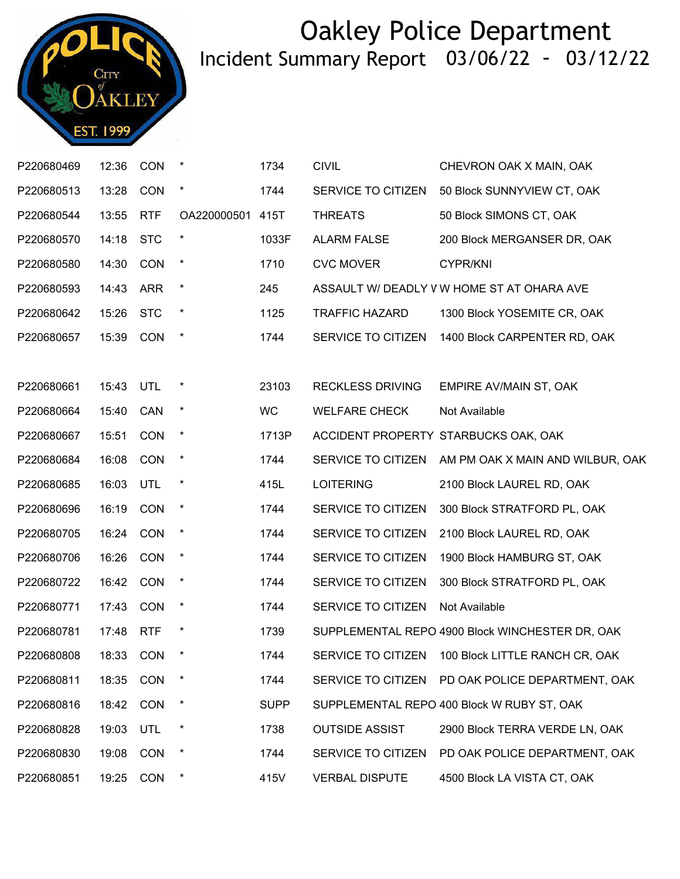# Oakley Police Department

## Incident Summary Report 03/06/22 - 03/12/22

| | | | | | | |
|---|---|---|---|---|---|---|
| P220680469 | 12:36 | CON | * | 1734 | CIVIL | CHEVRON OAK X MAIN, OAK |
| P220680513 | 13:28 | CON | * | 1744 | SERVICE TO CITIZEN | 50 Block SUNNYVIEW CT, OAK |
| P220680544 | 13:55 | RTF | OA220000501 | 415T | THREATS | 50 Block SIMONS CT, OAK |
| P220680570 | 14:18 | STC | * | 1033F | ALARM FALSE | 200 Block MERGANSER DR, OAK |
| P220680580 | 14:30 | CON | * | 1710 | CVC MOVER | CYPR/KNI |
| P220680593 | 14:43 | ARR | * | 245 | ASSAULT W/ DEADLY V | W HOME ST AT OHARA AVE |
| P220680642 | 15:26 | STC | * | 1125 | TRAFFIC HAZARD | 1300 Block YOSEMITE CR, OAK |
| P220680657 | 15:39 | CON | * | 1744 | SERVICE TO CITIZEN | 1400 Block CARPENTER RD, OAK |
| P220680661 | 15:43 | UTL | * | 23103 | RECKLESS DRIVING | EMPIRE AV/MAIN ST, OAK |
| P220680664 | 15:40 | CAN | * | WC | WELFARE CHECK | Not Available |
| P220680667 | 15:51 | CON | * | 1713P | ACCIDENT PROPERTY | STARBUCKS OAK, OAK |
| P220680684 | 16:08 | CON | * | 1744 | SERVICE TO CITIZEN | AM PM OAK X MAIN AND WILBUR, OAK |
| P220680685 | 16:03 | UTL | * | 415L | LOITERING | 2100 Block LAUREL RD, OAK |
| P220680696 | 16:19 | CON | * | 1744 | SERVICE TO CITIZEN | 300 Block STRATFORD PL, OAK |
| P220680705 | 16:24 | CON | * | 1744 | SERVICE TO CITIZEN | 2100 Block LAUREL RD, OAK |
| P220680706 | 16:26 | CON | * | 1744 | SERVICE TO CITIZEN | 1900 Block HAMBURG ST, OAK |
| P220680722 | 16:42 | CON | * | 1744 | SERVICE TO CITIZEN | 300 Block STRATFORD PL, OAK |
| P220680771 | 17:43 | CON | * | 1744 | SERVICE TO CITIZEN | Not Available |
| P220680781 | 17:48 | RTF | * | 1739 | SUPPLEMENTAL REPO | 4900 Block WINCHESTER DR, OAK |
| P220680808 | 18:33 | CON | * | 1744 | SERVICE TO CITIZEN | 100 Block LITTLE RANCH CR, OAK |
| P220680811 | 18:35 | CON | * | 1744 | SERVICE TO CITIZEN | PD OAK POLICE DEPARTMENT, OAK |
| P220680816 | 18:42 | CON | * | SUPP | SUPPLEMENTAL REPO | 400 Block W RUBY ST, OAK |
| P220680828 | 19:03 | UTL | * | 1738 | OUTSIDE ASSIST | 2900 Block TERRA VERDE LN, OAK |
| P220680830 | 19:08 | CON | * | 1744 | SERVICE TO CITIZEN | PD OAK POLICE DEPARTMENT, OAK |
| P220680851 | 19:25 | CON | * | 415V | VERBAL DISPUTE | 4500 Block LA VISTA CT, OAK |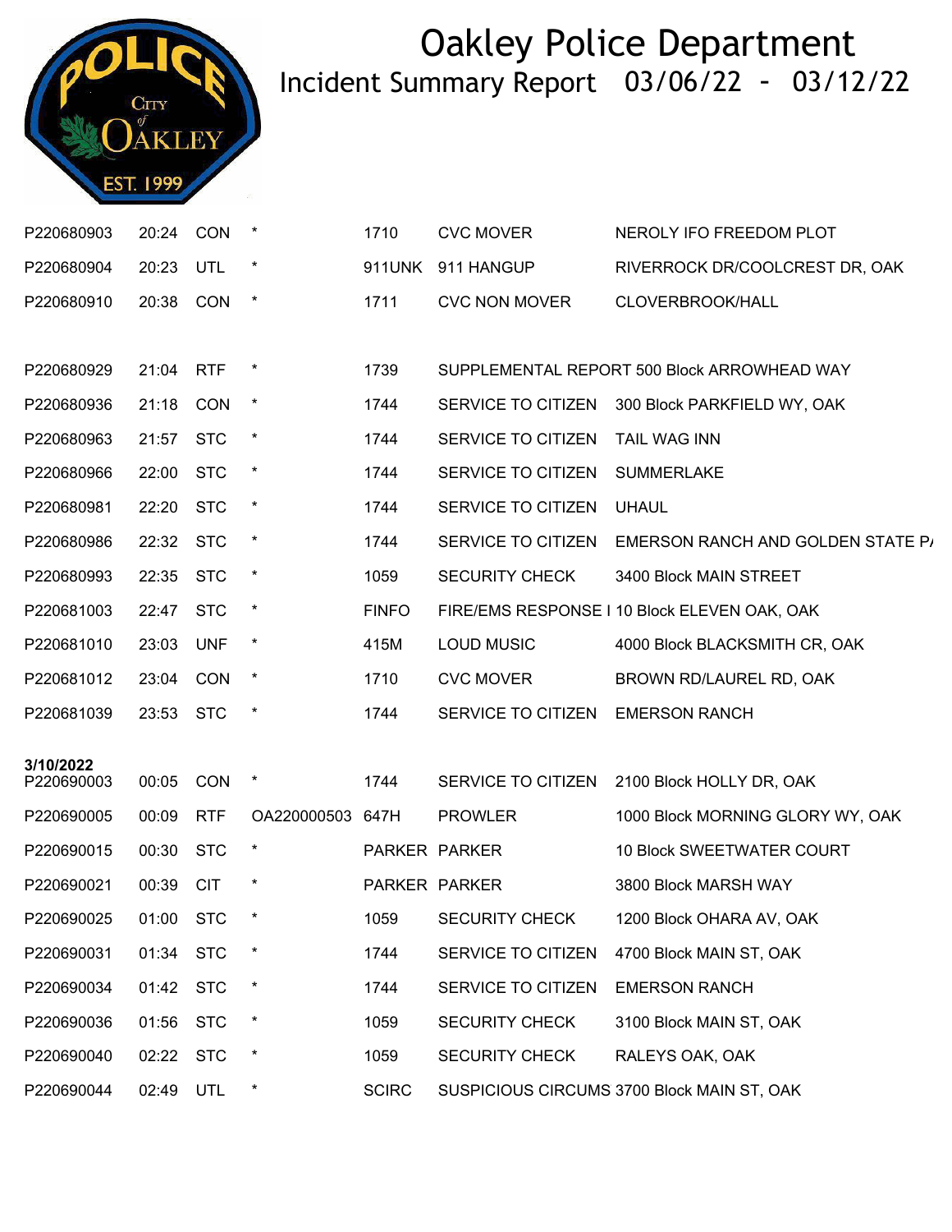# Oakley Police Department

## Incident Summary Report 03/06/22 - 03/12/22

| | | | | | | |
|---|---|---|---|---|---|---|
| P220680903 | 20:24 | CON | * | 1710 | CVC MOVER | NEROLY IFO FREEDOM PLOT |
| P220680904 | 20:23 | UTL | * | 911UNK | 911 HANGUP | RIVERROCK DR/COOLCREST DR, OAK |
| P220680910 | 20:38 | CON | * | 1711 | CVC NON MOVER | CLOVERBROOK/HALL |
| P220680929 | 21:04 | RTF | * | 1739 | SUPPLEMENTAL REPORT | 500 Block ARROWHEAD WAY |
| P220680936 | 21:18 | CON | * | 1744 | SERVICE TO CITIZEN | 300 Block PARKFIELD WY, OAK |
| P220680963 | 21:57 | STC | * | 1744 | SERVICE TO CITIZEN | TAIL WAG INN |
| P220680966 | 22:00 | STC | * | 1744 | SERVICE TO CITIZEN | SUMMERLAKE |
| P220680981 | 22:20 | STC | * | 1744 | SERVICE TO CITIZEN | UHAUL |
| P220680986 | 22:32 | STC | * | 1744 | SERVICE TO CITIZEN | EMERSON RANCH AND GOLDEN STATE P/ |
| P220680993 | 22:35 | STC | * | 1059 | SECURITY CHECK | 3400 Block MAIN STREET |
| P220681003 | 22:47 | STC | * | FINFO | FIRE/EMS RESPONSE I | 10 Block ELEVEN OAK, OAK |
| P220681010 | 23:03 | UNF | * | 415M | LOUD MUSIC | 4000 Block BLACKSMITH CR, OAK |
| P220681012 | 23:04 | CON | * | 1710 | CVC MOVER | BROWN RD/LAUREL RD, OAK |
| P220681039 | 23:53 | STC | * | 1744 | SERVICE TO CITIZEN | EMERSON RANCH |
| **3/10/2022** | | | | | | |
| P220690003 | 00:05 | CON | * | 1744 | SERVICE TO CITIZEN | 2100 Block HOLLY DR, OAK |
| P220690005 | 00:09 | RTF | OA220000503 | 647H | PROWLER | 1000 Block MORNING GLORY WY, OAK |
| P220690015 | 00:30 | STC | * | PARKER | PARKER | 10 Block SWEETWATER COURT |
| P220690021 | 00:39 | CIT | * | PARKER | PARKER | 3800 Block MARSH WAY |
| P220690025 | 01:00 | STC | * | 1059 | SECURITY CHECK | 1200 Block OHARA AV, OAK |
| P220690031 | 01:34 | STC | * | 1744 | SERVICE TO CITIZEN | 4700 Block MAIN ST, OAK |
| P220690034 | 01:42 | STC | * | 1744 | SERVICE TO CITIZEN | EMERSON RANCH |
| P220690036 | 01:56 | STC | * | 1059 | SECURITY CHECK | 3100 Block MAIN ST, OAK |
| P220690040 | 02:22 | STC | * | 1059 | SECURITY CHECK | RALEYS OAK, OAK |
| P220690044 | 02:49 | UTL | * | SCIRC | SUSPICIOUS CIRCUMS | 3700 Block MAIN ST, OAK |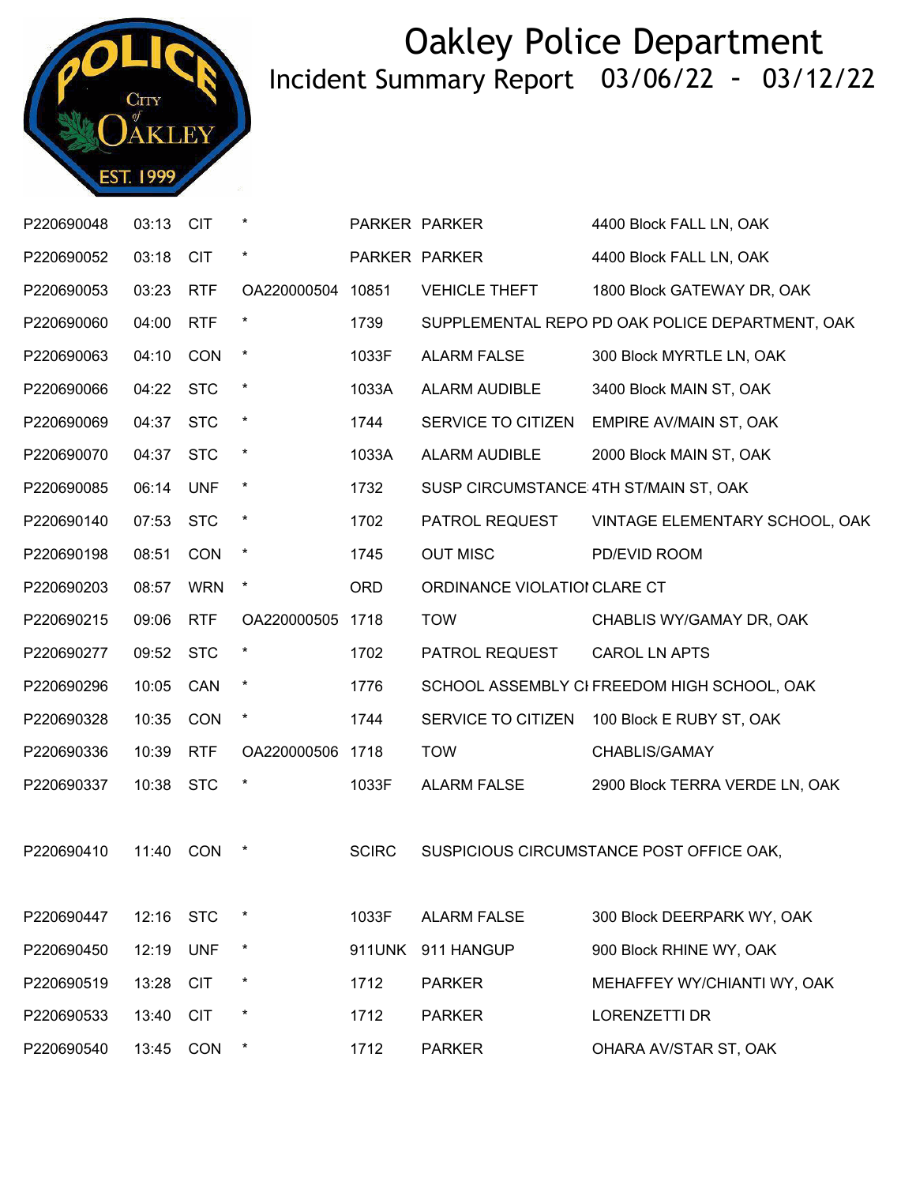# Oakley Police Department

## Incident Summary Report 03/06/22 - 03/12/22

| | | | | | | |
|---|---|---|---|---|---|---|
| P220690048 | 03:13 | CIT | * | PARKER | PARKER | 4400 Block FALL LN, OAK |
| P220690052 | 03:18 | CIT | * | PARKER | PARKER | 4400 Block FALL LN, OAK |
| P220690053 | 03:23 | RTF | OA220000504 | 10851 | VEHICLE THEFT | 1800 Block GATEWAY DR, OAK |
| P220690060 | 04:00 | RTF | * | 1739 | SUPPLEMENTAL REPO | PD OAK POLICE DEPARTMENT, OAK |
| P220690063 | 04:10 | CON | * | 1033F | ALARM FALSE | 300 Block MYRTLE LN, OAK |
| P220690066 | 04:22 | STC | * | 1033A | ALARM AUDIBLE | 3400 Block MAIN ST, OAK |
| P220690069 | 04:37 | STC | * | 1744 | SERVICE TO CITIZEN | EMPIRE AV/MAIN ST, OAK |
| P220690070 | 04:37 | STC | * | 1033A | ALARM AUDIBLE | 2000 Block MAIN ST, OAK |
| P220690085 | 06:14 | UNF | * | 1732 | SUSP CIRCUMSTANCE | 4TH ST/MAIN ST, OAK |
| P220690140 | 07:53 | STC | * | 1702 | PATROL REQUEST | VINTAGE ELEMENTARY SCHOOL, OAK |
| P220690198 | 08:51 | CON | * | 1745 | OUT MISC | PD/EVID ROOM |
| P220690203 | 08:57 | WRN | * | ORD | ORDINANCE VIOLATIOI | CLARE CT |
| P220690215 | 09:06 | RTF | OA220000505 | 1718 | TOW | CHABLIS WY/GAMAY DR, OAK |
| P220690277 | 09:52 | STC | * | 1702 | PATROL REQUEST | CAROL LN APTS |
| P220690296 | 10:05 | CAN | * | 1776 | SCHOOL ASSEMBLY CI | FREEDOM HIGH SCHOOL, OAK |
| P220690328 | 10:35 | CON | * | 1744 | SERVICE TO CITIZEN | 100 Block E RUBY ST, OAK |
| P220690336 | 10:39 | RTF | OA220000506 | 1718 | TOW | CHABLIS/GAMAY |
| P220690337 | 10:38 | STC | * | 1033F | ALARM FALSE | 2900 Block TERRA VERDE LN, OAK |
| P220690410 | 11:40 | CON | * | SCIRC | SUSPICIOUS CIRCUMSTANCE | POST OFFICE OAK, |
| P220690447 | 12:16 | STC | * | 1033F | ALARM FALSE | 300 Block DEERPARK WY, OAK |
| P220690450 | 12:19 | UNF | * | 911UNK | 911 HANGUP | 900 Block RHINE WY, OAK |
| P220690519 | 13:28 | CIT | * | 1712 | PARKER | MEHAFFEY WY/CHIANTI WY, OAK |
| P220690533 | 13:40 | CIT | * | 1712 | PARKER | LORENZETTI DR |
| P220690540 | 13:45 | CON | * | 1712 | PARKER | OHARA AV/STAR ST, OAK |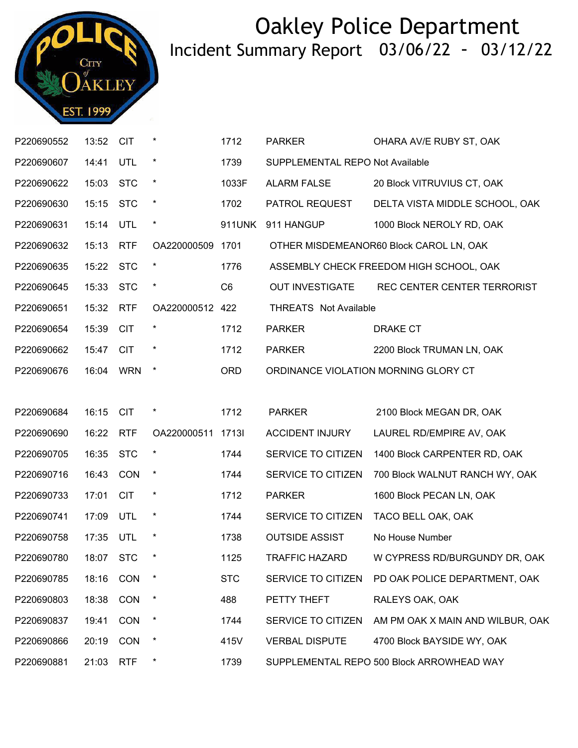# Oakley Police Department

## Incident Summary Report 03/06/22 - 03/12/22

| | | | | | | |
|---|---|---|---|---|---|---|
| P220690552 | 13:52 | CIT | * | 1712 | PARKER | OHARA AV/E RUBY ST, OAK |
| P220690607 | 14:41 | UTL | * | 1739 | SUPPLEMENTAL REPO | Not Available |
| P220690622 | 15:03 | STC | * | 1033F | ALARM FALSE | 20 Block VITRUVIUS CT, OAK |
| P220690630 | 15:15 | STC | * | 1702 | PATROL REQUEST | DELTA VISTA MIDDLE SCHOOL, OAK |
| P220690631 | 15:14 | UTL | * | 911UNK | 911 HANGUP | 1000 Block NEROLY RD, OAK |
| P220690632 | 15:13 | RTF | OA220000509 | 1701 | OTHER MISDEMEANOR | 60 Block CAROL LN, OAK |
| P220690635 | 15:22 | STC | * | 1776 | ASSEMBLY CHECK | FREEDOM HIGH SCHOOL, OAK |
| P220690645 | 15:33 | STC | * | C6 | OUT INVESTIGATE | REC CENTER CENTER TERRORIST |
| P220690651 | 15:32 | RTF | OA220000512 | 422 | THREATS | Not Available |
| P220690654 | 15:39 | CIT | * | 1712 | PARKER | DRAKE CT |
| P220690662 | 15:47 | CIT | * | 1712 | PARKER | 2200 Block TRUMAN LN, OAK |
| P220690676 | 16:04 | WRN | * | ORD | ORDINANCE VIOLATION | MORNING GLORY CT |
| P220690684 | 16:15 | CIT | * | 1712 | PARKER | 2100 Block MEGAN DR, OAK |
| P220690690 | 16:22 | RTF | OA220000511 | 1713I | ACCIDENT INJURY | LAUREL RD/EMPIRE AV, OAK |
| P220690705 | 16:35 | STC | * | 1744 | SERVICE TO CITIZEN | 1400 Block CARPENTER RD, OAK |
| P220690716 | 16:43 | CON | * | 1744 | SERVICE TO CITIZEN | 700 Block WALNUT RANCH WY, OAK |
| P220690733 | 17:01 | CIT | * | 1712 | PARKER | 1600 Block PECAN LN, OAK |
| P220690741 | 17:09 | UTL | * | 1744 | SERVICE TO CITIZEN | TACO BELL OAK, OAK |
| P220690758 | 17:35 | UTL | * | 1738 | OUTSIDE ASSIST | No House Number |
| P220690780 | 18:07 | STC | * | 1125 | TRAFFIC HAZARD | W CYPRESS RD/BURGUNDY DR, OAK |
| P220690785 | 18:16 | CON | * | STC | SERVICE TO CITIZEN | PD OAK POLICE DEPARTMENT, OAK |
| P220690803 | 18:38 | CON | * | 488 | PETTY THEFT | RALEYS OAK, OAK |
| P220690837 | 19:41 | CON | * | 1744 | SERVICE TO CITIZEN | AM PM OAK X MAIN AND WILBUR, OAK |
| P220690866 | 20:19 | CON | * | 415V | VERBAL DISPUTE | 4700 Block BAYSIDE WY, OAK |
| P220690881 | 21:03 | RTF | * | 1739 | SUPPLEMENTAL REPO | 500 Block ARROWHEAD WAY |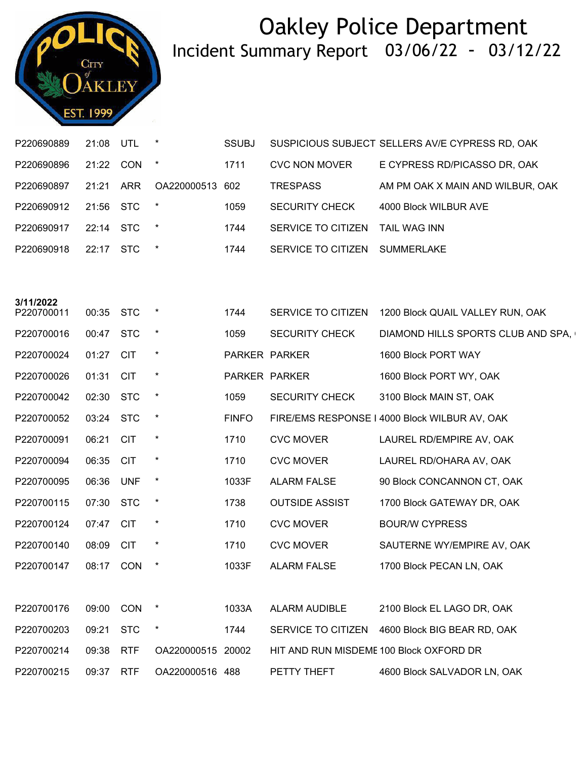# Oakley Police Department
## Incident Summary Report 03/06/22 - 03/12/22

| | | | | | | |
|---|---|---|---|---|---|---|
| P220690889 | 21:08 | UTL | * | SSUBJ | SUSPICIOUS SUBJECT | SELLERS AV/E CYPRESS RD, OAK |
| P220690896 | 21:22 | CON | * | 1711 | CVC NON MOVER | E CYPRESS RD/PICASSO DR, OAK |
| P220690897 | 21:21 | ARR | OA220000513 | 602 | TRESPASS | AM PM OAK X MAIN AND WILBUR, OAK |
| P220690912 | 21:56 | STC | * | 1059 | SECURITY CHECK | 4000 Block WILBUR AVE |
| P220690917 | 22:14 | STC | * | 1744 | SERVICE TO CITIZEN | TAIL WAG INN |
| P220690918 | 22:17 | STC | * | 1744 | SERVICE TO CITIZEN | SUMMERLAKE |

**3/11/2022**

| | | | | | | |
|---|---|---|---|---|---|---|
| P220700011 | 00:35 | STC | * | 1744 | SERVICE TO CITIZEN | 1200 Block QUAIL VALLEY RUN, OAK |
| P220700016 | 00:47 | STC | * | 1059 | SECURITY CHECK | DIAMOND HILLS SPORTS CLUB AND SPA, |
| P220700024 | 01:27 | CIT | * | PARKER | PARKER | 1600 Block PORT WAY |
| P220700026 | 01:31 | CIT | * | PARKER | PARKER | 1600 Block PORT WY, OAK |
| P220700042 | 02:30 | STC | * | 1059 | SECURITY CHECK | 3100 Block MAIN ST, OAK |
| P220700052 | 03:24 | STC | * | FINFO | FIRE/EMS RESPONSE I | 4000 Block WILBUR AV, OAK |
| P220700091 | 06:21 | CIT | * | 1710 | CVC MOVER | LAUREL RD/EMPIRE AV, OAK |
| P220700094 | 06:35 | CIT | * | 1710 | CVC MOVER | LAUREL RD/OHARA AV, OAK |
| P220700095 | 06:36 | UNF | * | 1033F | ALARM FALSE | 90 Block CONCANNON CT, OAK |
| P220700115 | 07:30 | STC | * | 1738 | OUTSIDE ASSIST | 1700 Block GATEWAY DR, OAK |
| P220700124 | 07:47 | CIT | * | 1710 | CVC MOVER | BOUR/W CYPRESS |
| P220700140 | 08:09 | CIT | * | 1710 | CVC MOVER | SAUTERNE WY/EMPIRE AV, OAK |
| P220700147 | 08:17 | CON | * | 1033F | ALARM FALSE | 1700 Block PECAN LN, OAK |
| P220700176 | 09:00 | CON | * | 1033A | ALARM AUDIBLE | 2100 Block EL LAGO DR, OAK |
| P220700203 | 09:21 | STC | * | 1744 | SERVICE TO CITIZEN | 4600 Block BIG BEAR RD, OAK |
| P220700214 | 09:38 | RTF | OA220000515 | 20002 | HIT AND RUN MISDEME | 100 Block OXFORD DR |
| P220700215 | 09:37 | RTF | OA220000516 | 488 | PETTY THEFT | 4600 Block SALVADOR LN, OAK |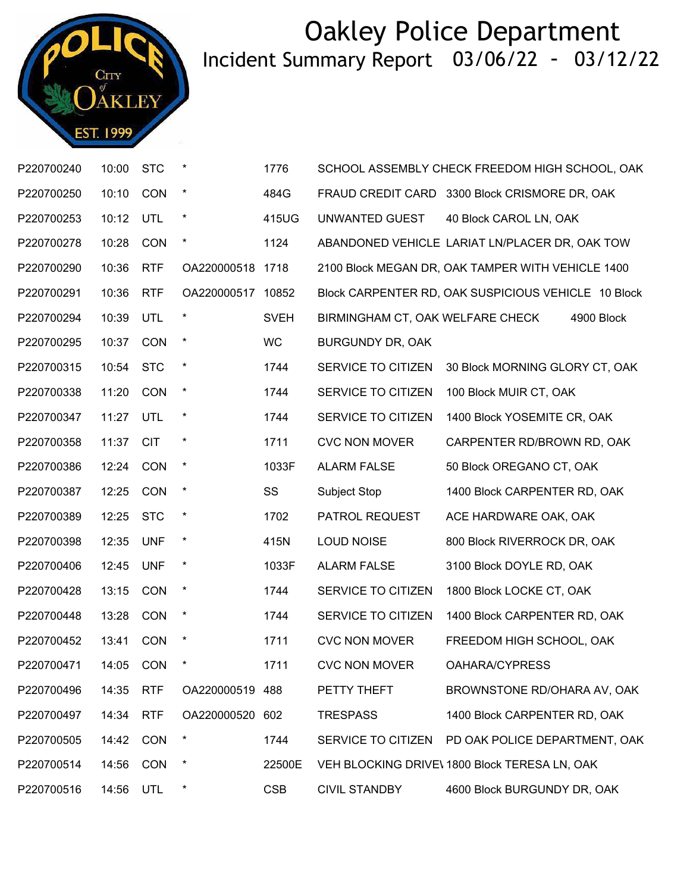# Oakley Police Department

## Incident Summary Report 03/06/22 - 03/12/22

| | | | | | | |
|---|---|---|---|---|---|---|
| P220700240 | 10:00 | STC | * | 1776 | SCHOOL ASSEMBLY CHECK | FREEDOM HIGH SCHOOL, OAK |
| P220700250 | 10:10 | CON | * | 484G | FRAUD CREDIT CARD | 3300 Block CRISMORE DR, OAK |
| P220700253 | 10:12 | UTL | * | 415UG | UNWANTED GUEST | 40 Block CAROL LN, OAK |
| P220700278 | 10:28 | CON | * | 1124 | ABANDONED VEHICLE | LARIAT LN/PLACER DR, OAK TOW |
| P220700290 | 10:36 | RTF | OA220000518 | 1718 | 2100 Block MEGAN DR, OAK | TAMPER WITH VEHICLE 1400 |
| P220700291 | 10:36 | RTF | OA220000517 | 10852 | Block CARPENTER RD, OAK | SUSPICIOUS VEHICLE 10 Block |
| P220700294 | 10:39 | UTL | * | SVEH | BIRMINGHAM CT, OAK | WELFARE CHECK 4900 Block |
| P220700295 | 10:37 | CON | * | WC | BURGUNDY DR, OAK | |
| P220700315 | 10:54 | STC | * | 1744 | SERVICE TO CITIZEN | 30 Block MORNING GLORY CT, OAK |
| P220700338 | 11:20 | CON | * | 1744 | SERVICE TO CITIZEN | 100 Block MUIR CT, OAK |
| P220700347 | 11:27 | UTL | * | 1744 | SERVICE TO CITIZEN | 1400 Block YOSEMITE CR, OAK |
| P220700358 | 11:37 | CIT | * | 1711 | CVC NON MOVER | CARPENTER RD/BROWN RD, OAK |
| P220700386 | 12:24 | CON | * | 1033F | ALARM FALSE | 50 Block OREGANO CT, OAK |
| P220700387 | 12:25 | CON | * | SS | Subject Stop | 1400 Block CARPENTER RD, OAK |
| P220700389 | 12:25 | STC | * | 1702 | PATROL REQUEST | ACE HARDWARE OAK, OAK |
| P220700398 | 12:35 | UNF | * | 415N | LOUD NOISE | 800 Block RIVERROCK DR, OAK |
| P220700406 | 12:45 | UNF | * | 1033F | ALARM FALSE | 3100 Block DOYLE RD, OAK |
| P220700428 | 13:15 | CON | * | 1744 | SERVICE TO CITIZEN | 1800 Block LOCKE CT, OAK |
| P220700448 | 13:28 | CON | * | 1744 | SERVICE TO CITIZEN | 1400 Block CARPENTER RD, OAK |
| P220700452 | 13:41 | CON | * | 1711 | CVC NON MOVER | FREEDOM HIGH SCHOOL, OAK |
| P220700471 | 14:05 | CON | * | 1711 | CVC NON MOVER | OAHARA/CYPRESS |
| P220700496 | 14:35 | RTF | OA220000519 | 488 | PETTY THEFT | BROWNSTONE RD/OHARA AV, OAK |
| P220700497 | 14:34 | RTF | OA220000520 | 602 | TRESPASS | 1400 Block CARPENTER RD, OAK |
| P220700505 | 14:42 | CON | * | 1744 | SERVICE TO CITIZEN | PD OAK POLICE DEPARTMENT, OAK |
| P220700514 | 14:56 | CON | * | 22500E | VEH BLOCKING DRIVEW | 1800 Block TERESA LN, OAK |
| P220700516 | 14:56 | UTL | * | CSB | CIVIL STANDBY | 4600 Block BURGUNDY DR, OAK |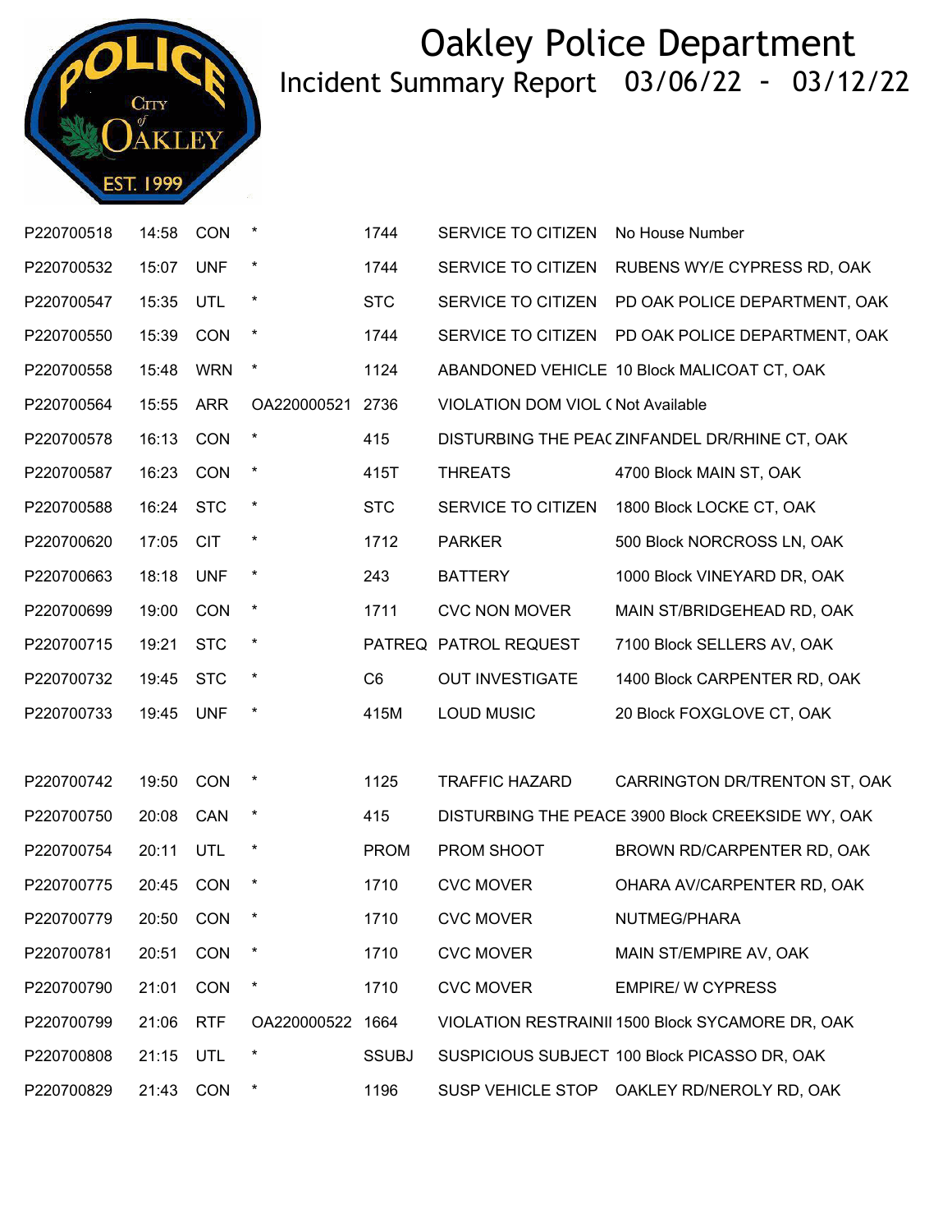# Oakley Police Department

## Incident Summary Report 03/06/22 - 03/12/22

| | | | | | | |
|---|---|---|---|---|---|---|
| P220700518 | 14:58 | CON | * | 1744 | SERVICE TO CITIZEN | No House Number |
| P220700532 | 15:07 | UNF | * | 1744 | SERVICE TO CITIZEN | RUBENS WY/E CYPRESS RD, OAK |
| P220700547 | 15:35 | UTL | * | STC | SERVICE TO CITIZEN | PD OAK POLICE DEPARTMENT, OAK |
| P220700550 | 15:39 | CON | * | 1744 | SERVICE TO CITIZEN | PD OAK POLICE DEPARTMENT, OAK |
| P220700558 | 15:48 | WRN | * | 1124 | ABANDONED VEHICLE | 10 Block MALICOAT CT, OAK |
| P220700564 | 15:55 | ARR | OA220000521 | 2736 | VIOLATION DOM VIOL ( | Not Available |
| P220700578 | 16:13 | CON | * | 415 | DISTURBING THE PEAC | ZINFANDEL DR/RHINE CT, OAK |
| P220700587 | 16:23 | CON | * | 415T | THREATS | 4700 Block MAIN ST, OAK |
| P220700588 | 16:24 | STC | * | STC | SERVICE TO CITIZEN | 1800 Block LOCKE CT, OAK |
| P220700620 | 17:05 | CIT | * | 1712 | PARKER | 500 Block NORCROSS LN, OAK |
| P220700663 | 18:18 | UNF | * | 243 | BATTERY | 1000 Block VINEYARD DR, OAK |
| P220700699 | 19:00 | CON | * | 1711 | CVC NON MOVER | MAIN ST/BRIDGEHEAD RD, OAK |
| P220700715 | 19:21 | STC | * | PATREQ | PATROL REQUEST | 7100 Block SELLERS AV, OAK |
| P220700732 | 19:45 | STC | * | C6 | OUT INVESTIGATE | 1400 Block CARPENTER RD, OAK |
| P220700733 | 19:45 | UNF | * | 415M | LOUD MUSIC | 20 Block FOXGLOVE CT, OAK |
| P220700742 | 19:50 | CON | * | 1125 | TRAFFIC HAZARD | CARRINGTON DR/TRENTON ST, OAK |
| P220700750 | 20:08 | CAN | * | 415 | DISTURBING THE PEACE | 3900 Block CREEKSIDE WY, OAK |
| P220700754 | 20:11 | UTL | * | PROM | PROM SHOOT | BROWN RD/CARPENTER RD, OAK |
| P220700775 | 20:45 | CON | * | 1710 | CVC MOVER | OHARA AV/CARPENTER RD, OAK |
| P220700779 | 20:50 | CON | * | 1710 | CVC MOVER | NUTMEG/PHARA |
| P220700781 | 20:51 | CON | * | 1710 | CVC MOVER | MAIN ST/EMPIRE AV, OAK |
| P220700790 | 21:01 | CON | * | 1710 | CVC MOVER | EMPIRE/ W CYPRESS |
| P220700799 | 21:06 | RTF | OA220000522 | 1664 | VIOLATION RESTRAINI | 1500 Block SYCAMORE DR, OAK |
| P220700808 | 21:15 | UTL | * | SSUBJ | SUSPICIOUS SUBJECT | 100 Block PICASSO DR, OAK |
| P220700829 | 21:43 | CON | * | 1196 | SUSP VEHICLE STOP | OAKLEY RD/NEROLY RD, OAK |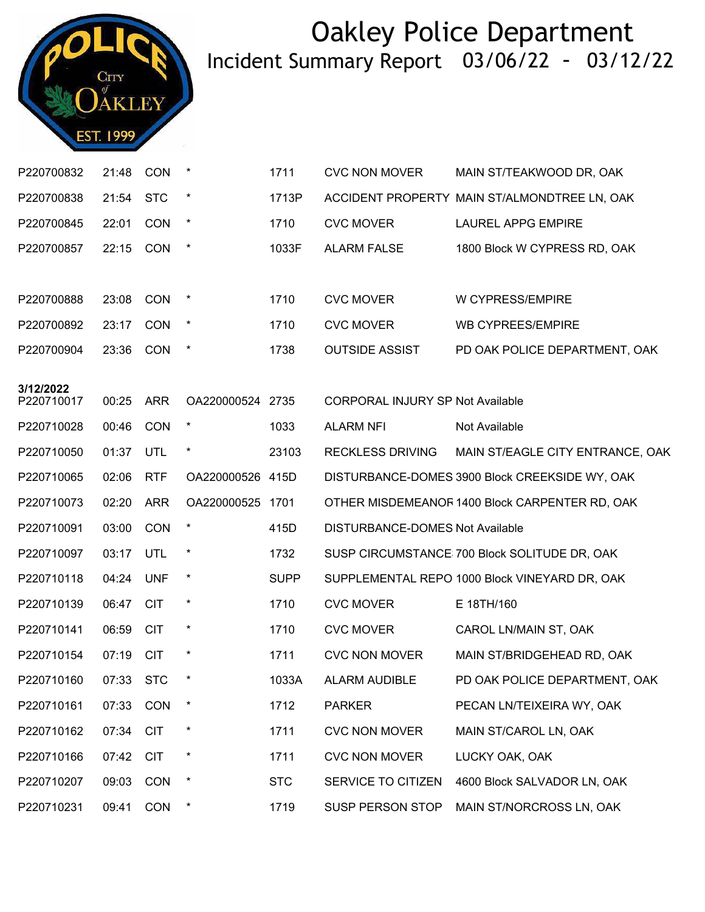# Oakley Police Department

## Incident Summary Report 03/06/22 - 03/12/22

| | | | | | | |
|---|---|---|---|---|---|---|
| P220700832 | 21:48 | CON | * | 1711 | CVC NON MOVER | MAIN ST/TEAKWOOD DR, OAK |
| P220700838 | 21:54 | STC | * | 1713P | ACCIDENT PROPERTY | MAIN ST/ALMONDTREE LN, OAK |
| P220700845 | 22:01 | CON | * | 1710 | CVC MOVER | LAUREL APPG EMPIRE |
| P220700857 | 22:15 | CON | * | 1033F | ALARM FALSE | 1800 Block W CYPRESS RD, OAK |
| P220700888 | 23:08 | CON | * | 1710 | CVC MOVER | W CYPRESS/EMPIRE |
| P220700892 | 23:17 | CON | * | 1710 | CVC MOVER | WB CYPREES/EMPIRE |
| P220700904 | 23:36 | CON | * | 1738 | OUTSIDE ASSIST | PD OAK POLICE DEPARTMENT, OAK |
| **3/12/2022** | | | | | | |
| P220710017 | 00:25 | ARR | OA220000524 | 2735 | CORPORAL INJURY SP | Not Available |
| P220710028 | 00:46 | CON | * | 1033 | ALARM NFI | Not Available |
| P220710050 | 01:37 | UTL | * | 23103 | RECKLESS DRIVING | MAIN ST/EAGLE CITY ENTRANCE, OAK |
| P220710065 | 02:06 | RTF | OA220000526 | 415D | DISTURBANCE-DOMES | 3900 Block CREEKSIDE WY, OAK |
| P220710073 | 02:20 | ARR | OA220000525 | 1701 | OTHER MISDEMEANOR | 1400 Block CARPENTER RD, OAK |
| P220710091 | 03:00 | CON | * | 415D | DISTURBANCE-DOMES | Not Available |
| P220710097 | 03:17 | UTL | * | 1732 | SUSP CIRCUMSTANCE | 700 Block SOLITUDE DR, OAK |
| P220710118 | 04:24 | UNF | * | SUPP | SUPPLEMENTAL REPO | 1000 Block VINEYARD DR, OAK |
| P220710139 | 06:47 | CIT | * | 1710 | CVC MOVER | E 18TH/160 |
| P220710141 | 06:59 | CIT | * | 1710 | CVC MOVER | CAROL LN/MAIN ST, OAK |
| P220710154 | 07:19 | CIT | * | 1711 | CVC NON MOVER | MAIN ST/BRIDGEHEAD RD, OAK |
| P220710160 | 07:33 | STC | * | 1033A | ALARM AUDIBLE | PD OAK POLICE DEPARTMENT, OAK |
| P220710161 | 07:33 | CON | * | 1712 | PARKER | PECAN LN/TEIXEIRA WY, OAK |
| P220710162 | 07:34 | CIT | * | 1711 | CVC NON MOVER | MAIN ST/CAROL LN, OAK |
| P220710166 | 07:42 | CIT | * | 1711 | CVC NON MOVER | LUCKY OAK, OAK |
| P220710207 | 09:03 | CON | * | STC | SERVICE TO CITIZEN | 4600 Block SALVADOR LN, OAK |
| P220710231 | 09:41 | CON | * | 1719 | SUSP PERSON STOP | MAIN ST/NORCROSS LN, OAK |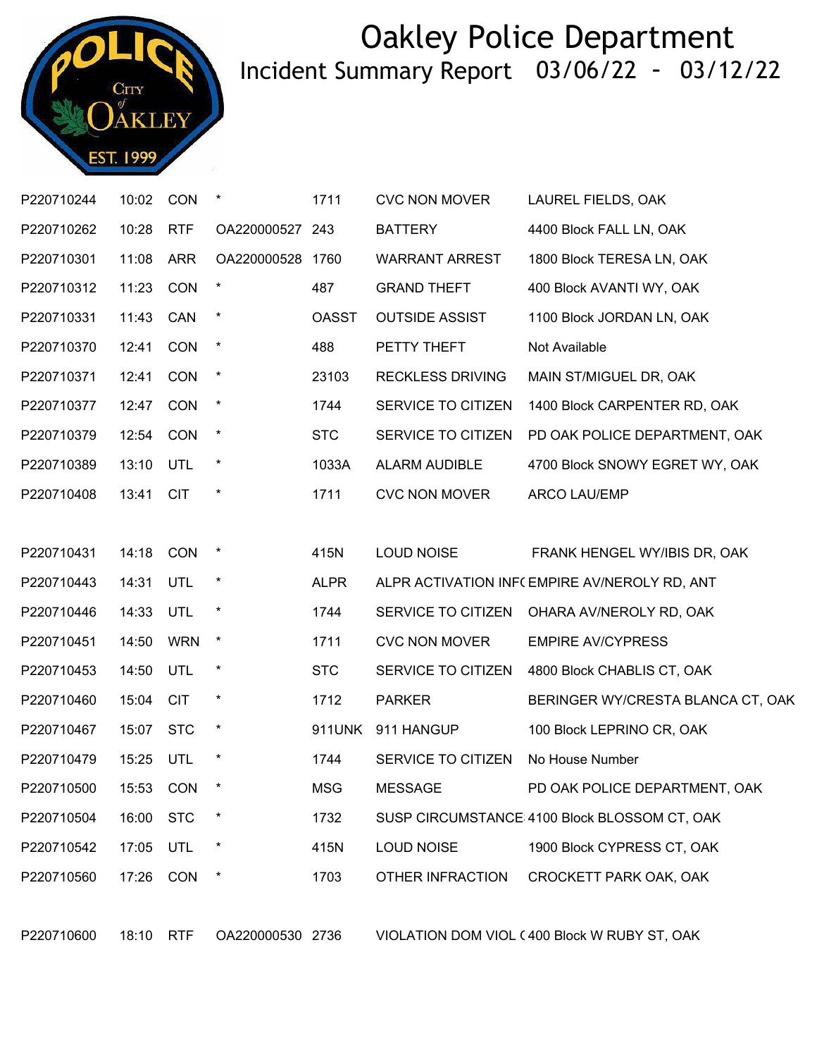# Oakley Police Department

## Incident Summary Report 03/06/22 - 03/12/22

| | | | | | | |
|---|---|---|---|---|---|---|
| P220710244 | 10:02 | CON | * | 1711 | CVC NON MOVER | LAUREL FIELDS, OAK |
| P220710262 | 10:28 | RTF | OA220000527 | 243 | BATTERY | 4400 Block FALL LN, OAK |
| P220710301 | 11:08 | ARR | OA220000528 | 1760 | WARRANT ARREST | 1800 Block TERESA LN, OAK |
| P220710312 | 11:23 | CON | * | 487 | GRAND THEFT | 400 Block AVANTI WY, OAK |
| P220710331 | 11:43 | CAN | * | OASST | OUTSIDE ASSIST | 1100 Block JORDAN LN, OAK |
| P220710370 | 12:41 | CON | * | 488 | PETTY THEFT | Not Available |
| P220710371 | 12:41 | CON | * | 23103 | RECKLESS DRIVING | MAIN ST/MIGUEL DR, OAK |
| P220710377 | 12:47 | CON | * | 1744 | SERVICE TO CITIZEN | 1400 Block CARPENTER RD, OAK |
| P220710379 | 12:54 | CON | * | STC | SERVICE TO CITIZEN | PD OAK POLICE DEPARTMENT, OAK |
| P220710389 | 13:10 | UTL | * | 1033A | ALARM AUDIBLE | 4700 Block SNOWY EGRET WY, OAK |
| P220710408 | 13:41 | CIT | * | 1711 | CVC NON MOVER | ARCO LAU/EMP |
| P220710431 | 14:18 | CON | * | 415N | LOUD NOISE | FRANK HENGEL WY/IBIS DR, OAK |
| P220710443 | 14:31 | UTL | * | ALPR | ALPR ACTIVATION INF( | EMPIRE AV/NEROLY RD, ANT |
| P220710446 | 14:33 | UTL | * | 1744 | SERVICE TO CITIZEN | OHARA AV/NEROLY RD, OAK |
| P220710451 | 14:50 | WRN | * | 1711 | CVC NON MOVER | EMPIRE AV/CYPRESS |
| P220710453 | 14:50 | UTL | * | STC | SERVICE TO CITIZEN | 4800 Block CHABLIS CT, OAK |
| P220710460 | 15:04 | CIT | * | 1712 | PARKER | BERINGER WY/CRESTA BLANCA CT, OAK |
| P220710467 | 15:07 | STC | * | 911UNK | 911 HANGUP | 100 Block LEPRINO CR, OAK |
| P220710479 | 15:25 | UTL | * | 1744 | SERVICE TO CITIZEN | No House Number |
| P220710500 | 15:53 | CON | * | MSG | MESSAGE | PD OAK POLICE DEPARTMENT, OAK |
| P220710504 | 16:00 | STC | * | 1732 | SUSP CIRCUMSTANCE | 4100 Block BLOSSOM CT, OAK |
| P220710542 | 17:05 | UTL | * | 415N | LOUD NOISE | 1900 Block CYPRESS CT, OAK |
| P220710560 | 17:26 | CON | * | 1703 | OTHER INFRACTION | CROCKETT PARK OAK, OAK |
| P220710600 | 18:10 | RTF | OA220000530 | 2736 | VIOLATION DOM VIOL ( | 400 Block W RUBY ST, OAK |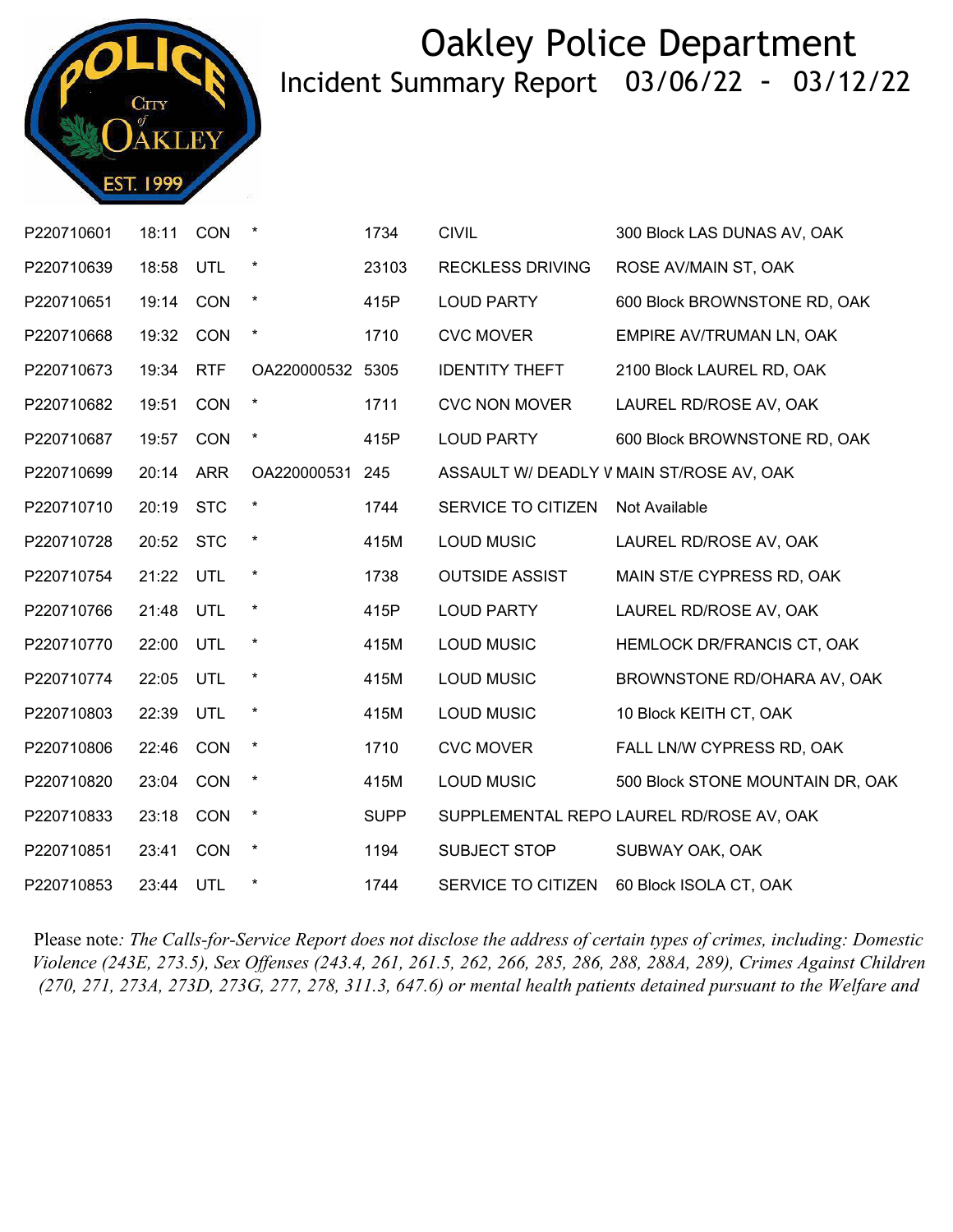# Oakley Police Department

## Incident Summary Report 03/06/22 - 03/12/22

| | | | | | | |
|---|---|---|---|---|---|---|
| P220710601 | 18:11 | CON | * | 1734 | CIVIL | 300 Block LAS DUNAS AV, OAK |
| P220710639 | 18:58 | UTL | * | 23103 | RECKLESS DRIVING | ROSE AV/MAIN ST, OAK |
| P220710651 | 19:14 | CON | * | 415P | LOUD PARTY | 600 Block BROWNSTONE RD, OAK |
| P220710668 | 19:32 | CON | * | 1710 | CVC MOVER | EMPIRE AV/TRUMAN LN, OAK |
| P220710673 | 19:34 | RTF | OA220000532 | 5305 | IDENTITY THEFT | 2100 Block LAUREL RD, OAK |
| P220710682 | 19:51 | CON | * | 1711 | CVC NON MOVER | LAUREL RD/ROSE AV, OAK |
| P220710687 | 19:57 | CON | * | 415P | LOUD PARTY | 600 Block BROWNSTONE RD, OAK |
| P220710699 | 20:14 | ARR | OA220000531 | 245 | ASSAULT W/ DEADLY V | MAIN ST/ROSE AV, OAK |
| P220710710 | 20:19 | STC | * | 1744 | SERVICE TO CITIZEN | Not Available |
| P220710728 | 20:52 | STC | * | 415M | LOUD MUSIC | LAUREL RD/ROSE AV, OAK |
| P220710754 | 21:22 | UTL | * | 1738 | OUTSIDE ASSIST | MAIN ST/E CYPRESS RD, OAK |
| P220710766 | 21:48 | UTL | * | 415P | LOUD PARTY | LAUREL RD/ROSE AV, OAK |
| P220710770 | 22:00 | UTL | * | 415M | LOUD MUSIC | HEMLOCK DR/FRANCIS CT, OAK |
| P220710774 | 22:05 | UTL | * | 415M | LOUD MUSIC | BROWNSTONE RD/OHARA AV, OAK |
| P220710803 | 22:39 | UTL | * | 415M | LOUD MUSIC | 10 Block KEITH CT, OAK |
| P220710806 | 22:46 | CON | * | 1710 | CVC MOVER | FALL LN/W CYPRESS RD, OAK |
| P220710820 | 23:04 | CON | * | 415M | LOUD MUSIC | 500 Block STONE MOUNTAIN DR, OAK |
| P220710833 | 23:18 | CON | * | SUPP | SUPPLEMENTAL REPO | LAUREL RD/ROSE AV, OAK |
| P220710851 | 23:41 | CON | * | 1194 | SUBJECT STOP | SUBWAY OAK, OAK |
| P220710853 | 23:44 | UTL | * | 1744 | SERVICE TO CITIZEN | 60 Block ISOLA CT, OAK |

Please note*: The Calls-for-Service Report does not disclose the address of certain types of crimes, including: Domestic Violence (243E, 273.5), Sex Offenses (243.4, 261, 261.5, 262, 266, 285, 286, 288, 288A, 289), Crimes Against Children (270, 271, 273A, 273D, 273G, 277, 278, 311.3, 647.6) or mental health patients detained pursuant to the Welfare and*